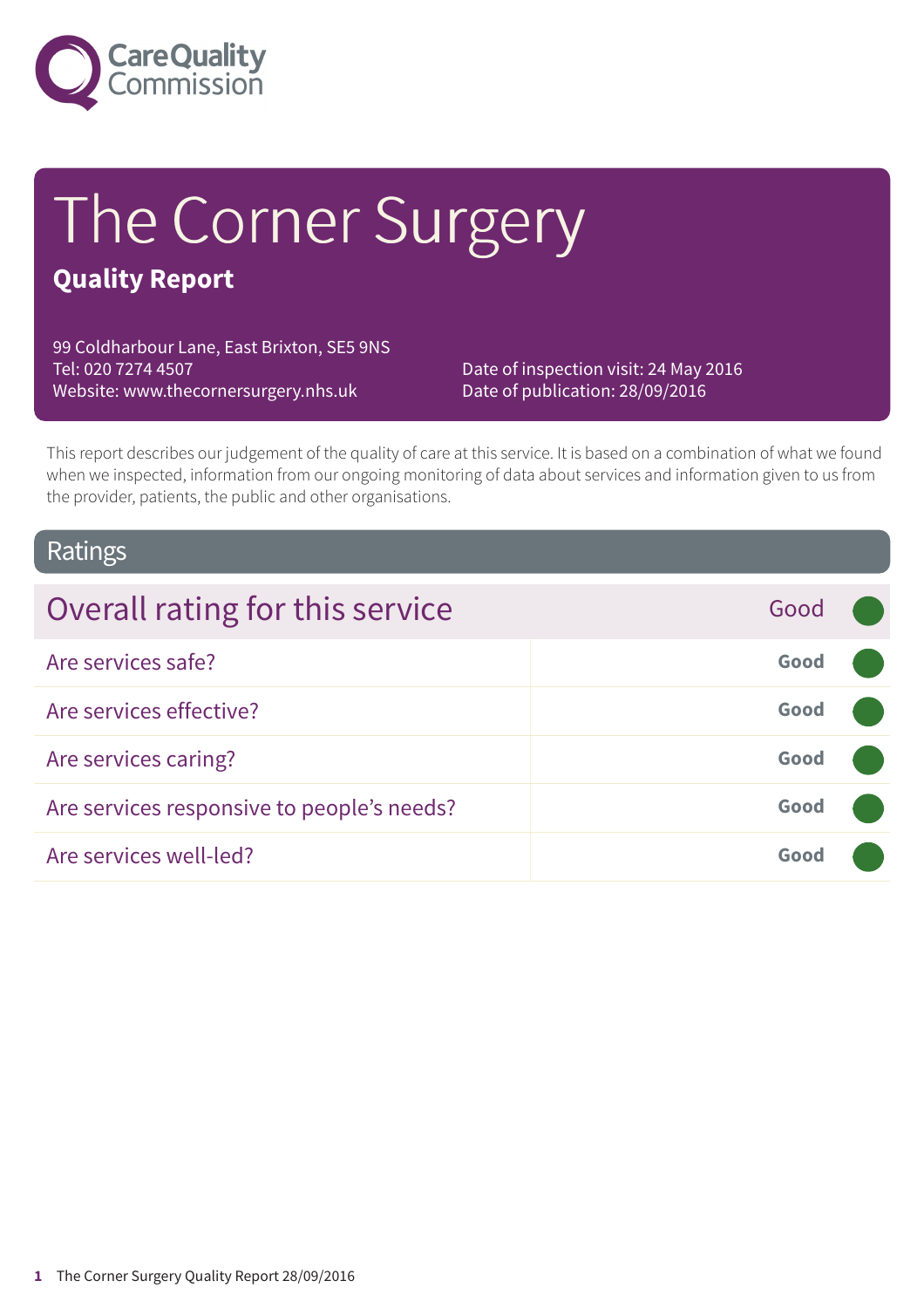Care Quality Commission

# The Corner Surgery

## Quality Report

99 Coldharbour Lane, East Brixton, SE5 9NS
Tel: 020 7274 4507
Website: www.thecornersurgery.nhs.uk

Date of inspection visit: 24 May 2016
Date of publication: 28/09/2016

This report describes our judgement of the quality of care at this service. It is based on a combination of what we found when we inspected, information from our ongoing monitoring of data about services and information given to us from the provider, patients, the public and other organisations.

## Ratings

| Overall rating for this service | Good |
| --- | --- |
| Are services safe? | Good |
| Are services effective? | Good |
| Are services caring? | Good |
| Are services responsive to people's needs? | Good |
| Are services well-led? | Good |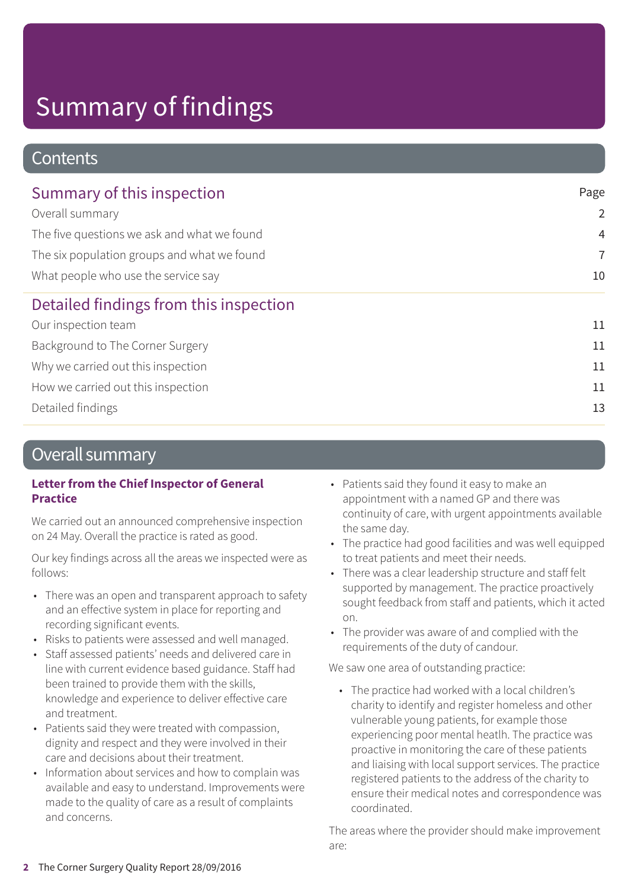# Summary of findings

## Contents

| Summary of this inspection | Page |
|---|---|
| Overall summary | 2 |
| The five questions we ask and what we found | 4 |
| The six population groups and what we found | 7 |
| What people who use the service say | 10 |

| Detailed findings from this inspection | |
|---|---|
| Our inspection team | 11 |
| Background to The Corner Surgery | 11 |
| Why we carried out this inspection | 11 |
| How we carried out this inspection | 11 |
| Detailed findings | 13 |

## Overall summary

### Letter from the Chief Inspector of General Practice

We carried out an announced comprehensive inspection on 24 May. Overall the practice is rated as good.

Our key findings across all the areas we inspected were as follows:

- There was an open and transparent approach to safety and an effective system in place for reporting and recording significant events.
- Risks to patients were assessed and well managed.
- Staff assessed patients' needs and delivered care in line with current evidence based guidance. Staff had been trained to provide them with the skills, knowledge and experience to deliver effective care and treatment.
- Patients said they were treated with compassion, dignity and respect and they were involved in their care and decisions about their treatment.
- Information about services and how to complain was available and easy to understand. Improvements were made to the quality of care as a result of complaints and concerns.
- Patients said they found it easy to make an appointment with a named GP and there was continuity of care, with urgent appointments available the same day.
- The practice had good facilities and was well equipped to treat patients and meet their needs.
- There was a clear leadership structure and staff felt supported by management. The practice proactively sought feedback from staff and patients, which it acted on.
- The provider was aware of and complied with the requirements of the duty of candour.

We saw one area of outstanding practice:

- The practice had worked with a local children's charity to identify and register homeless and other vulnerable young patients, for example those experiencing poor mental heatlh. The practice was proactive in monitoring the care of these patients and liaising with local support services. The practice registered patients to the address of the charity to ensure their medical notes and correspondence was coordinated.

The areas where the provider should make improvement are: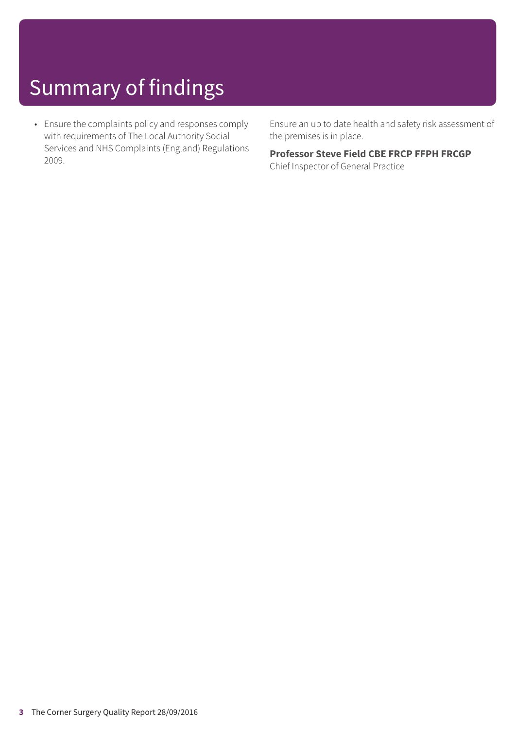# Summary of findings

- Ensure the complaints policy and responses comply with requirements of The Local Authority Social Services and NHS Complaints (England) Regulations 2009.

Ensure an up to date health and safety risk assessment of the premises is in place.

**Professor Steve Field CBE FRCP FFPH FRCGP**
Chief Inspector of General Practice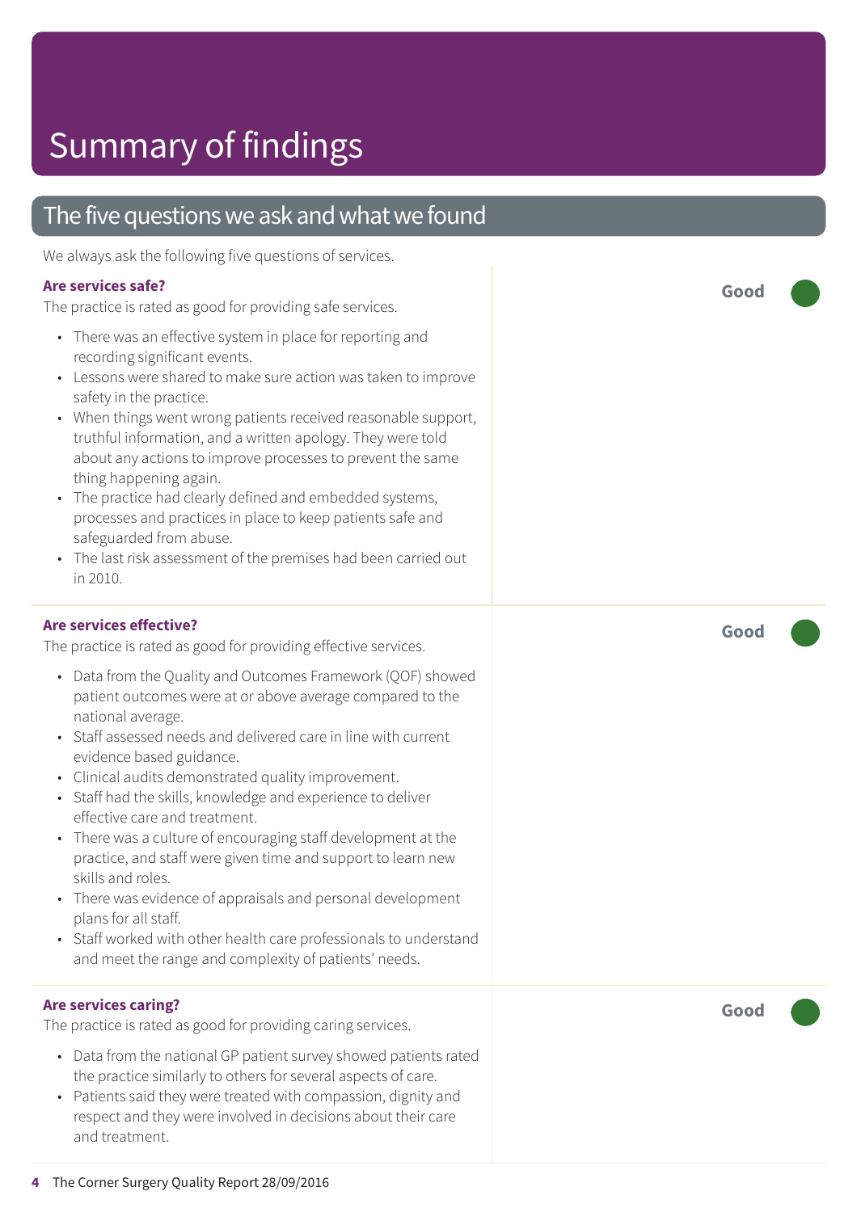# Summary of findings

## The five questions we ask and what we found

We always ask the following five questions of services.

### Are services safe?

**Good**

The practice is rated as good for providing safe services.

- There was an effective system in place for reporting and recording significant events.
- Lessons were shared to make sure action was taken to improve safety in the practice.
- When things went wrong patients received reasonable support, truthful information, and a written apology. They were told about any actions to improve processes to prevent the same thing happening again.
- The practice had clearly defined and embedded systems, processes and practices in place to keep patients safe and safeguarded from abuse.
- The last risk assessment of the premises had been carried out in 2010.

### Are services effective?

**Good**

The practice is rated as good for providing effective services.

- Data from the Quality and Outcomes Framework (QOF) showed patient outcomes were at or above average compared to the national average.
- Staff assessed needs and delivered care in line with current evidence based guidance.
- Clinical audits demonstrated quality improvement.
- Staff had the skills, knowledge and experience to deliver effective care and treatment.
- There was a culture of encouraging staff development at the practice, and staff were given time and support to learn new skills and roles.
- There was evidence of appraisals and personal development plans for all staff.
- Staff worked with other health care professionals to understand and meet the range and complexity of patients' needs.

### Are services caring?

**Good**

The practice is rated as good for providing caring services.

- Data from the national GP patient survey showed patients rated the practice similarly to others for several aspects of care.
- Patients said they were treated with compassion, dignity and respect and they were involved in decisions about their care and treatment.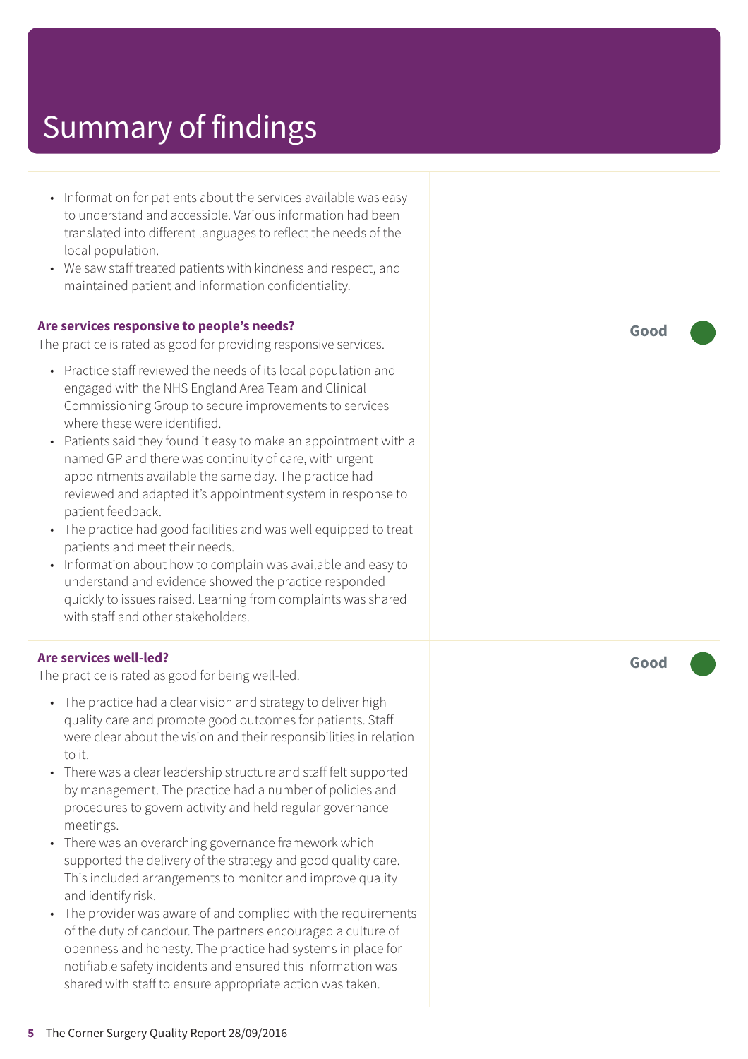# Summary of findings

- Information for patients about the services available was easy to understand and accessible. Various information had been translated into different languages to reflect the needs of the local population.
- We saw staff treated patients with kindness and respect, and maintained patient and information confidentiality.

**Are services responsive to people's needs?**

The practice is rated as good for providing responsive services.

**Good**

- Practice staff reviewed the needs of its local population and engaged with the NHS England Area Team and Clinical Commissioning Group to secure improvements to services where these were identified.
- Patients said they found it easy to make an appointment with a named GP and there was continuity of care, with urgent appointments available the same day. The practice had reviewed and adapted it's appointment system in response to patient feedback.
- The practice had good facilities and was well equipped to treat patients and meet their needs.
- Information about how to complain was available and easy to understand and evidence showed the practice responded quickly to issues raised. Learning from complaints was shared with staff and other stakeholders.

**Are services well-led?**

The practice is rated as good for being well-led.

**Good**

- The practice had a clear vision and strategy to deliver high quality care and promote good outcomes for patients. Staff were clear about the vision and their responsibilities in relation to it.
- There was a clear leadership structure and staff felt supported by management. The practice had a number of policies and procedures to govern activity and held regular governance meetings.
- There was an overarching governance framework which supported the delivery of the strategy and good quality care. This included arrangements to monitor and improve quality and identify risk.
- The provider was aware of and complied with the requirements of the duty of candour. The partners encouraged a culture of openness and honesty. The practice had systems in place for notifiable safety incidents and ensured this information was shared with staff to ensure appropriate action was taken.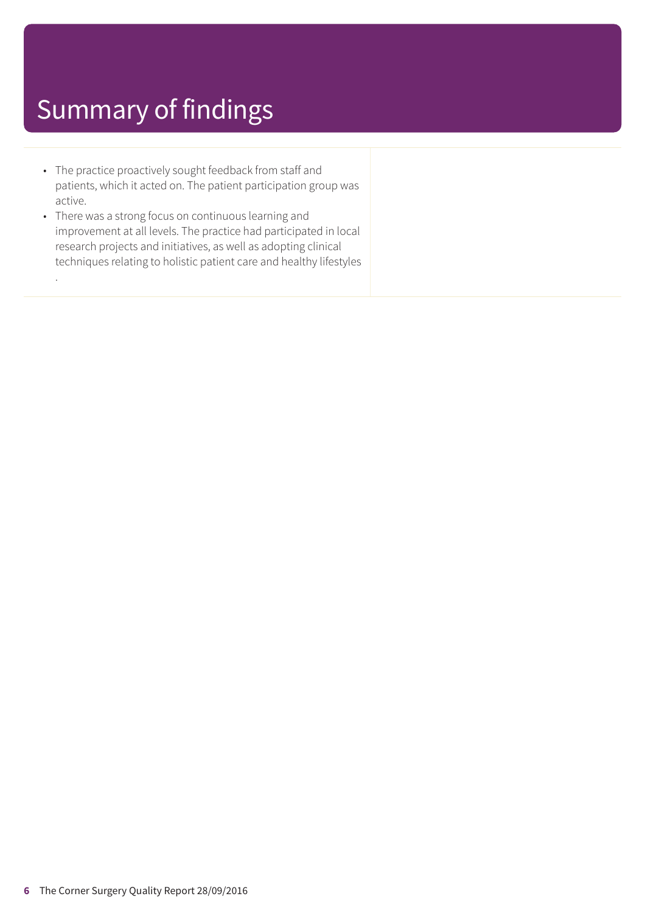# Summary of findings

- The practice proactively sought feedback from staff and patients, which it acted on. The patient participation group was active.
- There was a strong focus on continuous learning and improvement at all levels. The practice had participated in local research projects and initiatives, as well as adopting clinical techniques relating to holistic patient care and healthy lifestyles .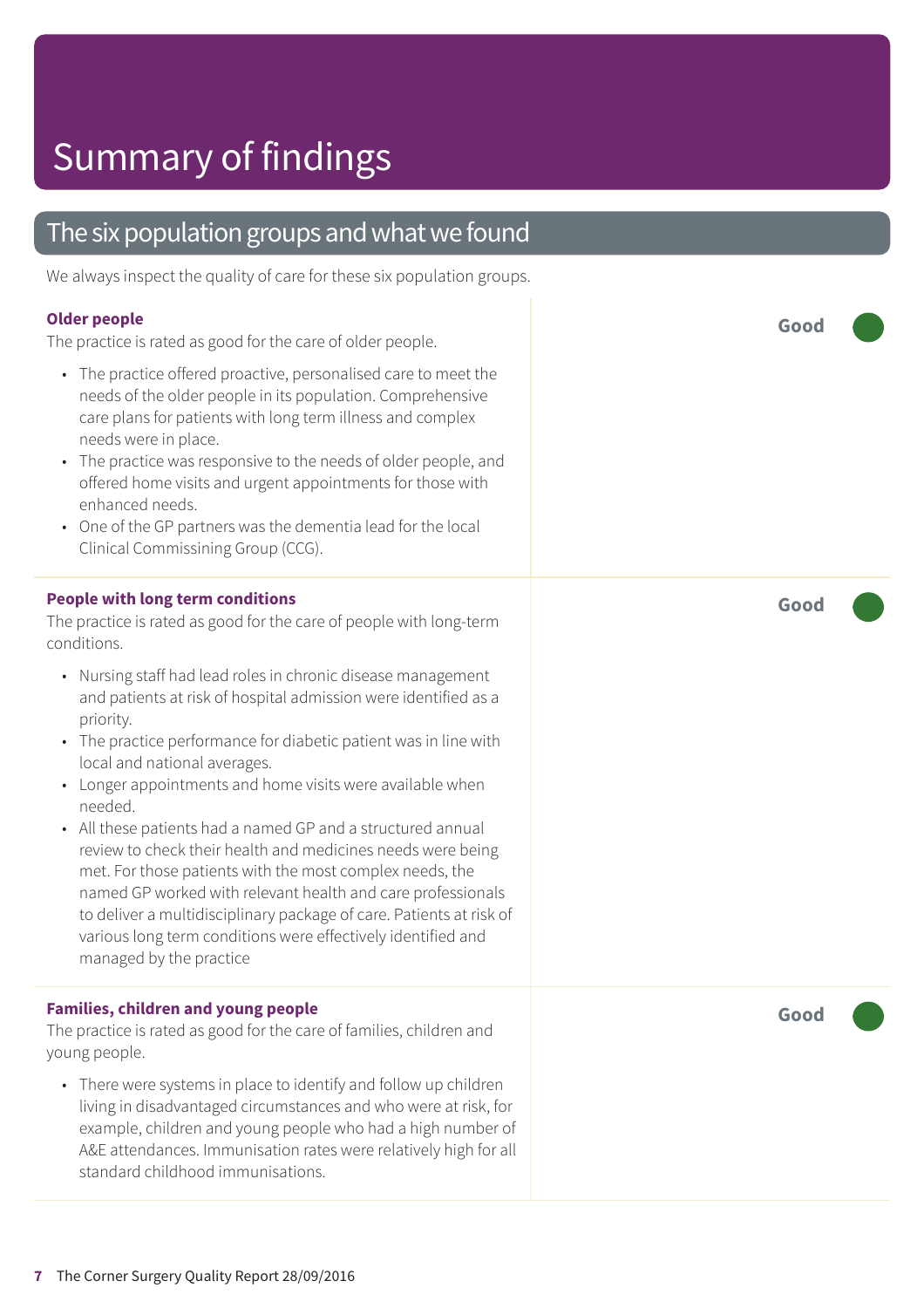# Summary of findings

## The six population groups and what we found

We always inspect the quality of care for these six population groups.

### Older people

**Good**

The practice is rated as good for the care of older people.

- The practice offered proactive, personalised care to meet the needs of the older people in its population. Comprehensive care plans for patients with long term illness and complex needs were in place.
- The practice was responsive to the needs of older people, and offered home visits and urgent appointments for those with enhanced needs.
- One of the GP partners was the dementia lead for the local Clinical Commissioning Group (CCG).

### People with long term conditions

**Good**

The practice is rated as good for the care of people with long-term conditions.

- Nursing staff had lead roles in chronic disease management and patients at risk of hospital admission were identified as a priority.
- The practice performance for diabetic patient was in line with local and national averages.
- Longer appointments and home visits were available when needed.
- All these patients had a named GP and a structured annual review to check their health and medicines needs were being met. For those patients with the most complex needs, the named GP worked with relevant health and care professionals to deliver a multidisciplinary package of care. Patients at risk of various long term conditions were effectively identified and managed by the practice

### Families, children and young people

**Good**

The practice is rated as good for the care of families, children and young people.

- There were systems in place to identify and follow up children living in disadvantaged circumstances and who were at risk, for example, children and young people who had a high number of A&E attendances. Immunisation rates were relatively high for all standard childhood immunisations.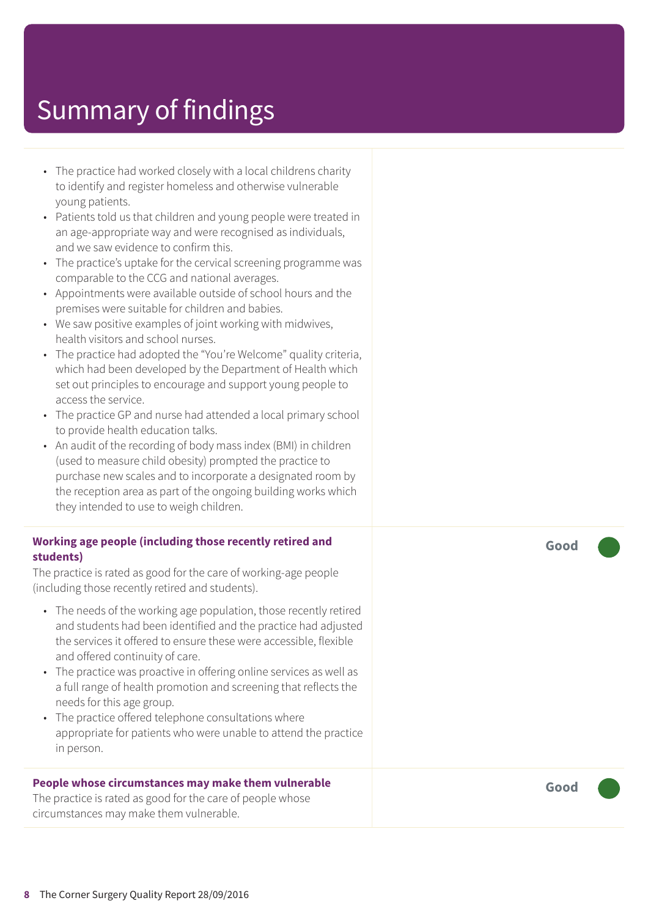# Summary of findings

- The practice had worked closely with a local childrens charity to identify and register homeless and otherwise vulnerable young patients.
- Patients told us that children and young people were treated in an age-appropriate way and were recognised as individuals, and we saw evidence to confirm this.
- The practice's uptake for the cervical screening programme was comparable to the CCG and national averages.
- Appointments were available outside of school hours and the premises were suitable for children and babies.
- We saw positive examples of joint working with midwives, health visitors and school nurses.
- The practice had adopted the "You're Welcome" quality criteria, which had been developed by the Department of Health which set out principles to encourage and support young people to access the service.
- The practice GP and nurse had attended a local primary school to provide health education talks.
- An audit of the recording of body mass index (BMI) in children (used to measure child obesity) prompted the practice to purchase new scales and to incorporate a designated room by the reception area as part of the ongoing building works which they intended to use to weigh children.

### Working age people (including those recently retired and students)

**Good**

The practice is rated as good for the care of working-age people (including those recently retired and students).

- The needs of the working age population, those recently retired and students had been identified and the practice had adjusted the services it offered to ensure these were accessible, flexible and offered continuity of care.
- The practice was proactive in offering online services as well as a full range of health promotion and screening that reflects the needs for this age group.
- The practice offered telephone consultations where appropriate for patients who were unable to attend the practice in person.

### People whose circumstances may make them vulnerable

**Good**

The practice is rated as good for the care of people whose circumstances may make them vulnerable.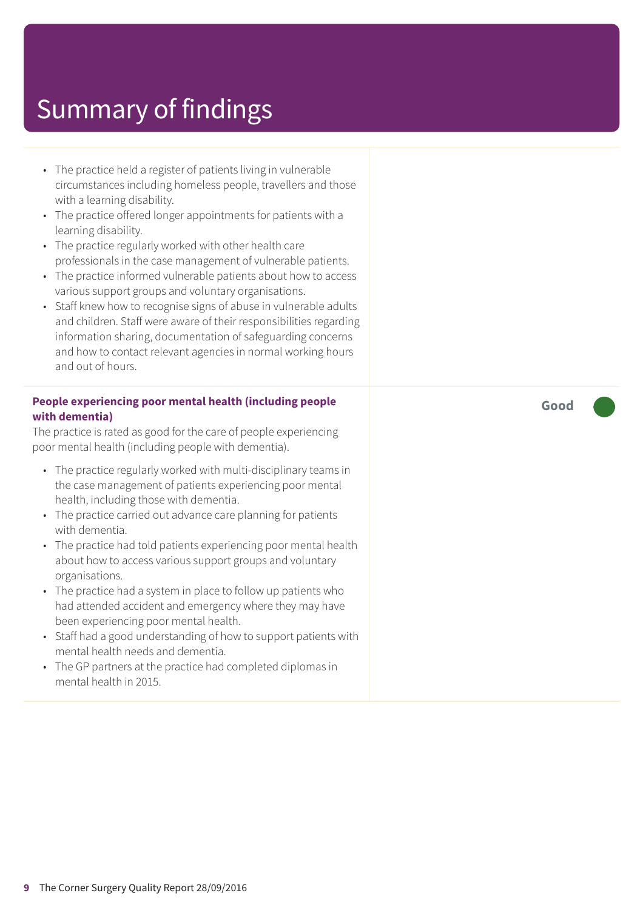# Summary of findings

- The practice held a register of patients living in vulnerable circumstances including homeless people, travellers and those with a learning disability.
- The practice offered longer appointments for patients with a learning disability.
- The practice regularly worked with other health care professionals in the case management of vulnerable patients.
- The practice informed vulnerable patients about how to access various support groups and voluntary organisations.
- Staff knew how to recognise signs of abuse in vulnerable adults and children. Staff were aware of their responsibilities regarding information sharing, documentation of safeguarding concerns and how to contact relevant agencies in normal working hours and out of hours.

**People experiencing poor mental health (including people with dementia)** — **Good**

The practice is rated as good for the care of people experiencing poor mental health (including people with dementia).

- The practice regularly worked with multi-disciplinary teams in the case management of patients experiencing poor mental health, including those with dementia.
- The practice carried out advance care planning for patients with dementia.
- The practice had told patients experiencing poor mental health about how to access various support groups and voluntary organisations.
- The practice had a system in place to follow up patients who had attended accident and emergency where they may have been experiencing poor mental health.
- Staff had a good understanding of how to support patients with mental health needs and dementia.
- The GP partners at the practice had completed diplomas in mental health in 2015.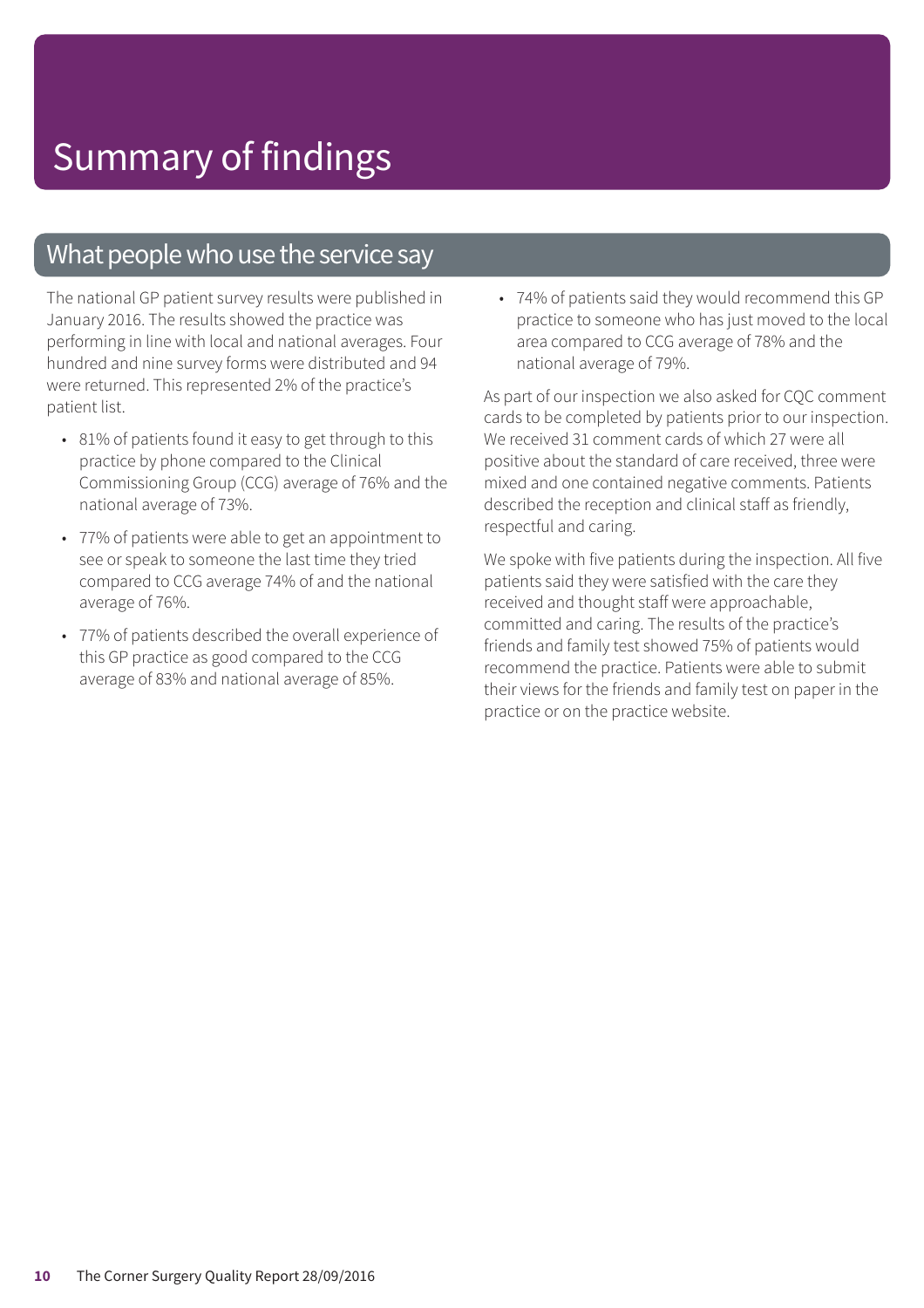# Summary of findings

## What people who use the service say

The national GP patient survey results were published in January 2016. The results showed the practice was performing in line with local and national averages. Four hundred and nine survey forms were distributed and 94 were returned. This represented 2% of the practice's patient list.

- 81% of patients found it easy to get through to this practice by phone compared to the Clinical Commissioning Group (CCG) average of 76% and the national average of 73%.
- 77% of patients were able to get an appointment to see or speak to someone the last time they tried compared to CCG average 74% of and the national average of 76%.
- 77% of patients described the overall experience of this GP practice as good compared to the CCG average of 83% and national average of 85%.
- 74% of patients said they would recommend this GP practice to someone who has just moved to the local area compared to CCG average of 78% and the national average of 79%.

As part of our inspection we also asked for CQC comment cards to be completed by patients prior to our inspection. We received 31 comment cards of which 27 were all positive about the standard of care received, three were mixed and one contained negative comments. Patients described the reception and clinical staff as friendly, respectful and caring.

We spoke with five patients during the inspection. All five patients said they were satisfied with the care they received and thought staff were approachable, committed and caring. The results of the practice's friends and family test showed 75% of patients would recommend the practice. Patients were able to submit their views for the friends and family test on paper in the practice or on the practice website.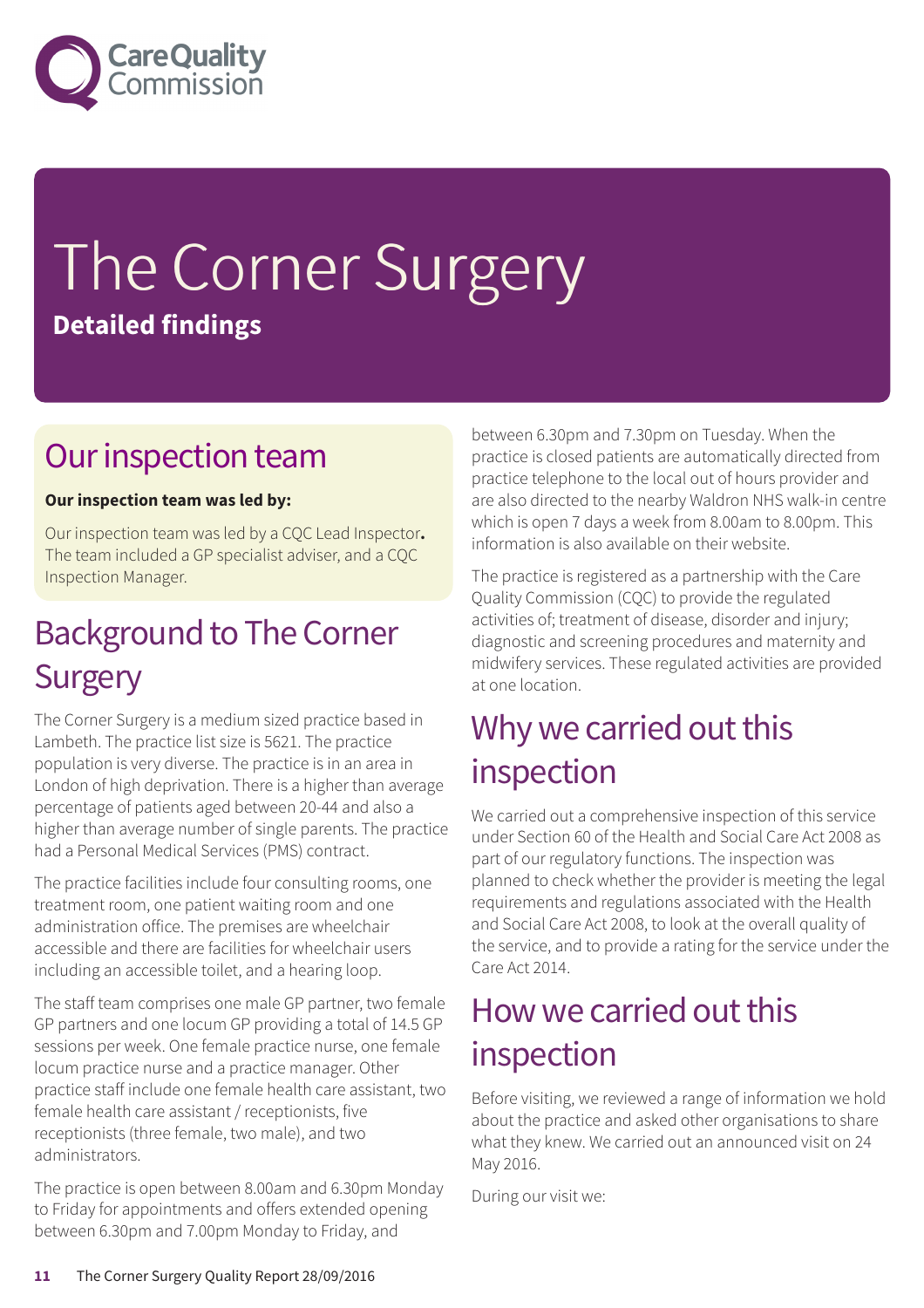# The Corner Surgery

**Detailed findings**

## Our inspection team

**Our inspection team was led by:**

Our inspection team was led by a CQC Lead Inspector**.** The team included a GP specialist adviser, and a CQC Inspection Manager.

## Background to The Corner Surgery

The Corner Surgery is a medium sized practice based in Lambeth. The practice list size is 5621. The practice population is very diverse. The practice is in an area in London of high deprivation. There is a higher than average percentage of patients aged between 20-44 and also a higher than average number of single parents. The practice had a Personal Medical Services (PMS) contract.

The practice facilities include four consulting rooms, one treatment room, one patient waiting room and one administration office. The premises are wheelchair accessible and there are facilities for wheelchair users including an accessible toilet, and a hearing loop.

The staff team comprises one male GP partner, two female GP partners and one locum GP providing a total of 14.5 GP sessions per week. One female practice nurse, one female locum practice nurse and a practice manager. Other practice staff include one female health care assistant, two female health care assistant / receptionists, five receptionists (three female, two male), and two administrators.

The practice is open between 8.00am and 6.30pm Monday to Friday for appointments and offers extended opening between 6.30pm and 7.00pm Monday to Friday, and between 6.30pm and 7.30pm on Tuesday. When the practice is closed patients are automatically directed from practice telephone to the local out of hours provider and are also directed to the nearby Waldron NHS walk-in centre which is open 7 days a week from 8.00am to 8.00pm. This information is also available on their website.

The practice is registered as a partnership with the Care Quality Commission (CQC) to provide the regulated activities of; treatment of disease, disorder and injury; diagnostic and screening procedures and maternity and midwifery services. These regulated activities are provided at one location.

## Why we carried out this inspection

We carried out a comprehensive inspection of this service under Section 60 of the Health and Social Care Act 2008 as part of our regulatory functions. The inspection was planned to check whether the provider is meeting the legal requirements and regulations associated with the Health and Social Care Act 2008, to look at the overall quality of the service, and to provide a rating for the service under the Care Act 2014.

## How we carried out this inspection

Before visiting, we reviewed a range of information we hold about the practice and asked other organisations to share what they knew. We carried out an announced visit on 24 May 2016.

During our visit we: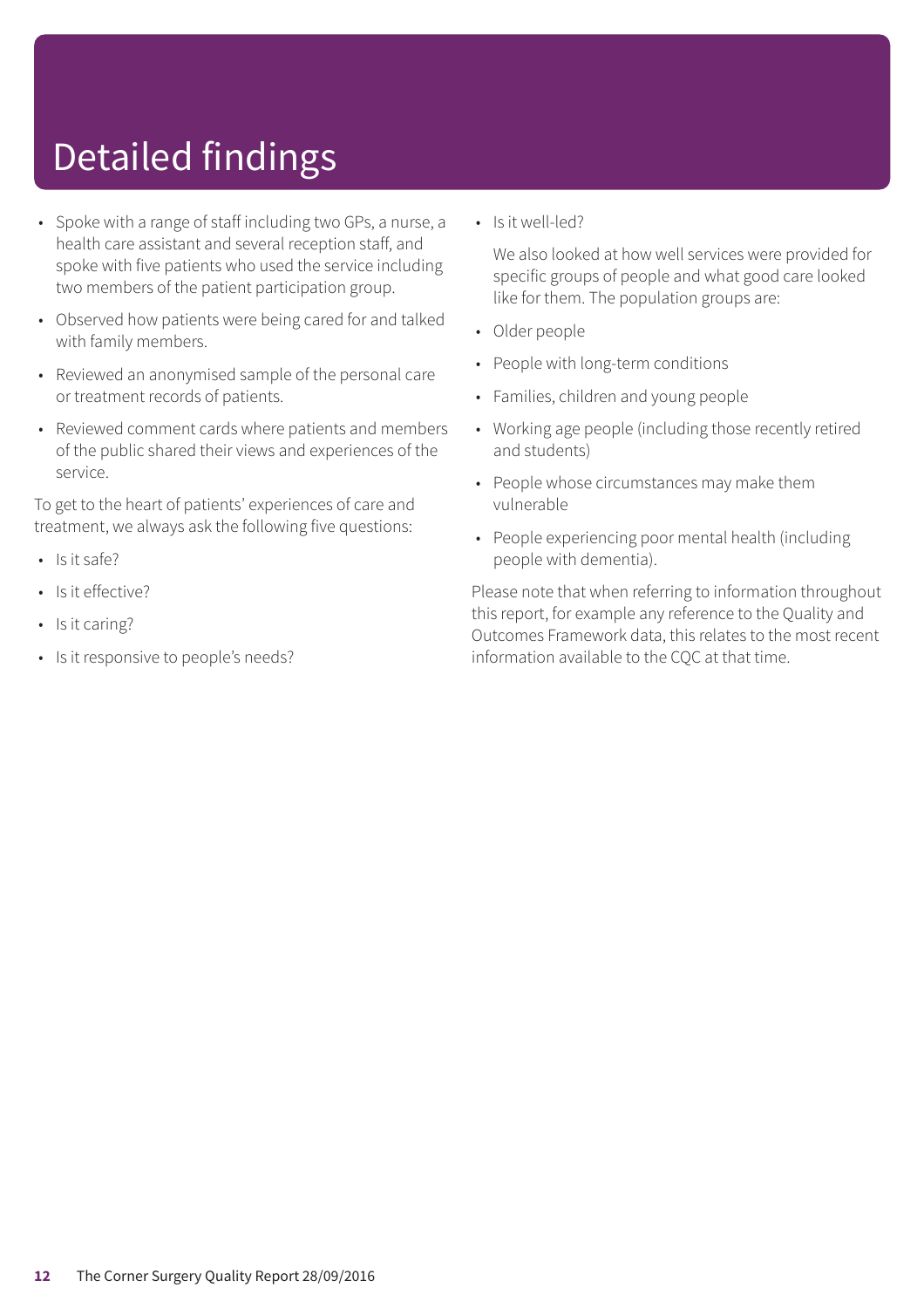# Detailed findings

- Spoke with a range of staff including two GPs, a nurse, a health care assistant and several reception staff, and spoke with five patients who used the service including two members of the patient participation group.
- Observed how patients were being cared for and talked with family members.
- Reviewed an anonymised sample of the personal care or treatment records of patients.
- Reviewed comment cards where patients and members of the public shared their views and experiences of the service.

To get to the heart of patients' experiences of care and treatment, we always ask the following five questions:

- Is it safe?
- Is it effective?
- Is it caring?
- Is it responsive to people's needs?
- Is it well-led?

We also looked at how well services were provided for specific groups of people and what good care looked like for them. The population groups are:

- Older people
- People with long-term conditions
- Families, children and young people
- Working age people (including those recently retired and students)
- People whose circumstances may make them vulnerable
- People experiencing poor mental health (including people with dementia).

Please note that when referring to information throughout this report, for example any reference to the Quality and Outcomes Framework data, this relates to the most recent information available to the CQC at that time.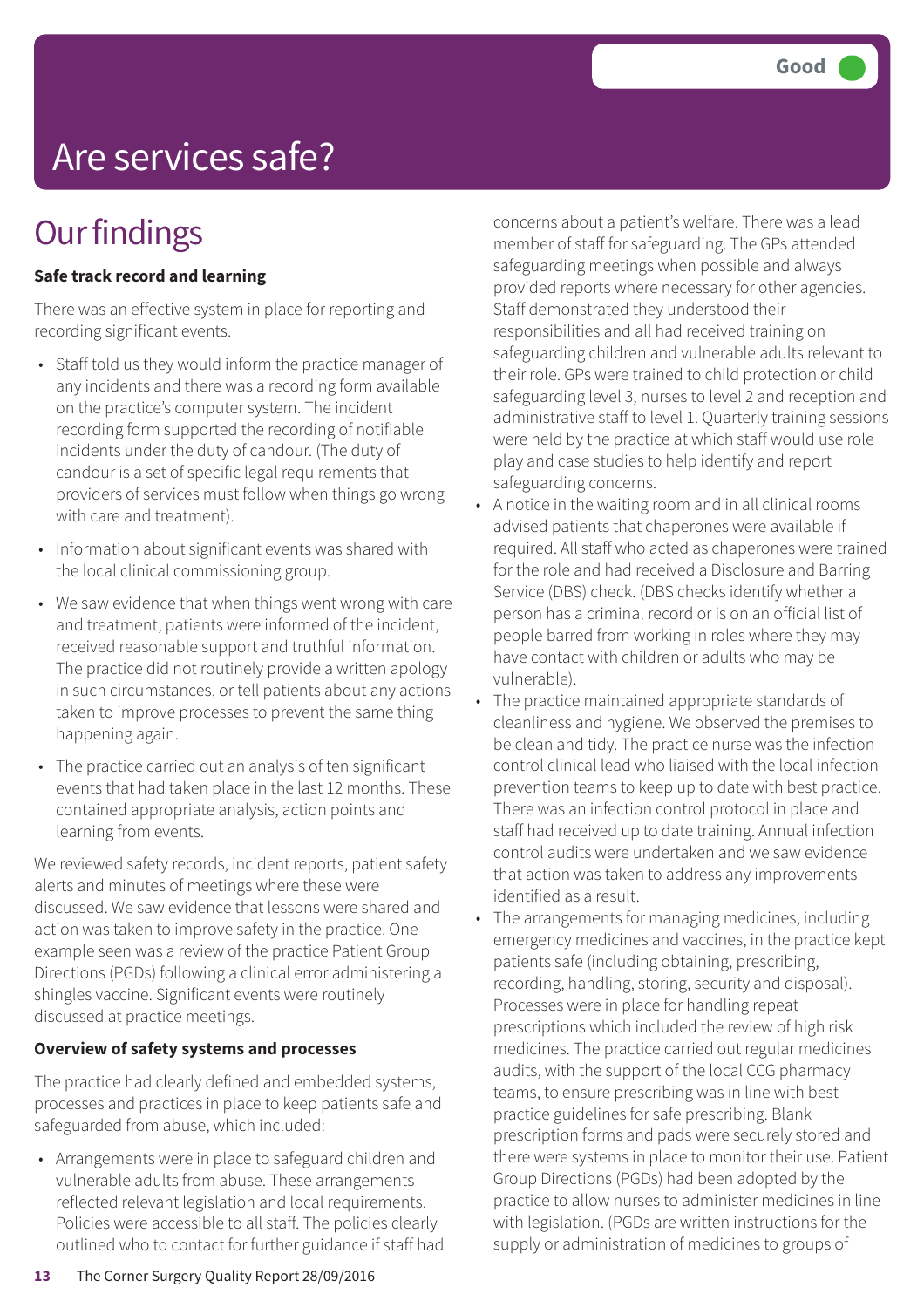# Are services safe?

Good

## Our findings

**Safe track record and learning**

There was an effective system in place for reporting and recording significant events.

- Staff told us they would inform the practice manager of any incidents and there was a recording form available on the practice's computer system. The incident recording form supported the recording of notifiable incidents under the duty of candour. (The duty of candour is a set of specific legal requirements that providers of services must follow when things go wrong with care and treatment).
- Information about significant events was shared with the local clinical commissioning group.
- We saw evidence that when things went wrong with care and treatment, patients were informed of the incident, received reasonable support and truthful information. The practice did not routinely provide a written apology in such circumstances, or tell patients about any actions taken to improve processes to prevent the same thing happening again.
- The practice carried out an analysis of ten significant events that had taken place in the last 12 months. These contained appropriate analysis, action points and learning from events.

We reviewed safety records, incident reports, patient safety alerts and minutes of meetings where these were discussed. We saw evidence that lessons were shared and action was taken to improve safety in the practice. One example seen was a review of the practice Patient Group Directions (PGDs) following a clinical error administering a shingles vaccine. Significant events were routinely discussed at practice meetings.

**Overview of safety systems and processes**

The practice had clearly defined and embedded systems, processes and practices in place to keep patients safe and safeguarded from abuse, which included:

- Arrangements were in place to safeguard children and vulnerable adults from abuse. These arrangements reflected relevant legislation and local requirements. Policies were accessible to all staff. The policies clearly outlined who to contact for further guidance if staff had concerns about a patient's welfare. There was a lead member of staff for safeguarding. The GPs attended safeguarding meetings when possible and always provided reports where necessary for other agencies. Staff demonstrated they understood their responsibilities and all had received training on safeguarding children and vulnerable adults relevant to their role. GPs were trained to child protection or child safeguarding level 3, nurses to level 2 and reception and administrative staff to level 1. Quarterly training sessions were held by the practice at which staff would use role play and case studies to help identify and report safeguarding concerns.
- A notice in the waiting room and in all clinical rooms advised patients that chaperones were available if required. All staff who acted as chaperones were trained for the role and had received a Disclosure and Barring Service (DBS) check. (DBS checks identify whether a person has a criminal record or is on an official list of people barred from working in roles where they may have contact with children or adults who may be vulnerable).
- The practice maintained appropriate standards of cleanliness and hygiene. We observed the premises to be clean and tidy. The practice nurse was the infection control clinical lead who liaised with the local infection prevention teams to keep up to date with best practice. There was an infection control protocol in place and staff had received up to date training. Annual infection control audits were undertaken and we saw evidence that action was taken to address any improvements identified as a result.
- The arrangements for managing medicines, including emergency medicines and vaccines, in the practice kept patients safe (including obtaining, prescribing, recording, handling, storing, security and disposal). Processes were in place for handling repeat prescriptions which included the review of high risk medicines. The practice carried out regular medicines audits, with the support of the local CCG pharmacy teams, to ensure prescribing was in line with best practice guidelines for safe prescribing. Blank prescription forms and pads were securely stored and there were systems in place to monitor their use. Patient Group Directions (PGDs) had been adopted by the practice to allow nurses to administer medicines in line with legislation. (PGDs are written instructions for the supply or administration of medicines to groups of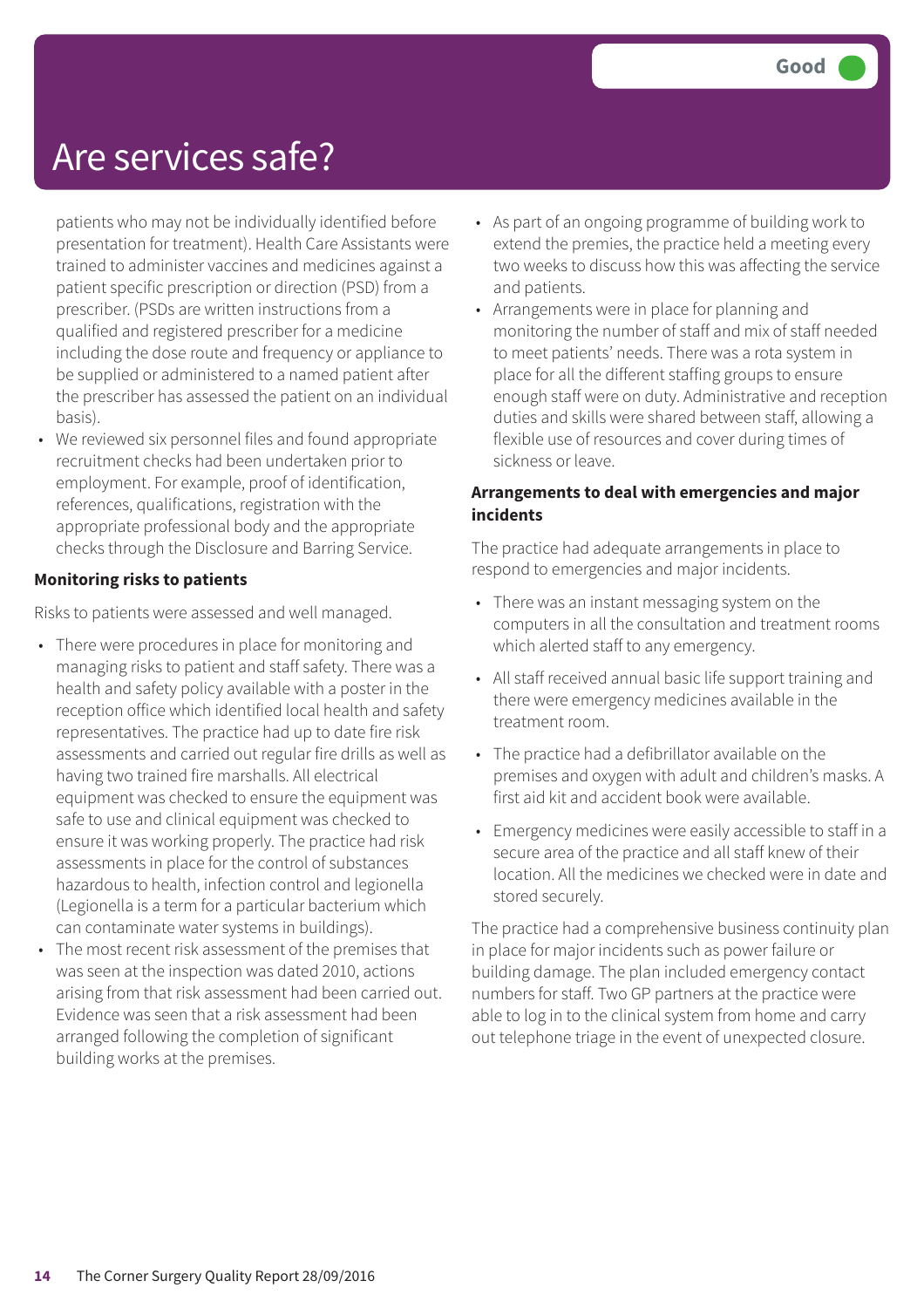# Are services safe?

Good

patients who may not be individually identified before presentation for treatment). Health Care Assistants were trained to administer vaccines and medicines against a patient specific prescription or direction (PSD) from a prescriber. (PSDs are written instructions from a qualified and registered prescriber for a medicine including the dose route and frequency or appliance to be supplied or administered to a named patient after the prescriber has assessed the patient on an individual basis).

- We reviewed six personnel files and found appropriate recruitment checks had been undertaken prior to employment. For example, proof of identification, references, qualifications, registration with the appropriate professional body and the appropriate checks through the Disclosure and Barring Service.

**Monitoring risks to patients**

Risks to patients were assessed and well managed.

- There were procedures in place for monitoring and managing risks to patient and staff safety. There was a health and safety policy available with a poster in the reception office which identified local health and safety representatives. The practice had up to date fire risk assessments and carried out regular fire drills as well as having two trained fire marshalls. All electrical equipment was checked to ensure the equipment was safe to use and clinical equipment was checked to ensure it was working properly. The practice had risk assessments in place for the control of substances hazardous to health, infection control and legionella (Legionella is a term for a particular bacterium which can contaminate water systems in buildings).
- The most recent risk assessment of the premises that was seen at the inspection was dated 2010, actions arising from that risk assessment had been carried out. Evidence was seen that a risk assessment had been arranged following the completion of significant building works at the premises.
- As part of an ongoing programme of building work to extend the premies, the practice held a meeting every two weeks to discuss how this was affecting the service and patients.
- Arrangements were in place for planning and monitoring the number of staff and mix of staff needed to meet patients' needs. There was a rota system in place for all the different staffing groups to ensure enough staff were on duty. Administrative and reception duties and skills were shared between staff, allowing a flexible use of resources and cover during times of sickness or leave.

**Arrangements to deal with emergencies and major incidents**

The practice had adequate arrangements in place to respond to emergencies and major incidents.

- There was an instant messaging system on the computers in all the consultation and treatment rooms which alerted staff to any emergency.
- All staff received annual basic life support training and there were emergency medicines available in the treatment room.
- The practice had a defibrillator available on the premises and oxygen with adult and children's masks. A first aid kit and accident book were available.
- Emergency medicines were easily accessible to staff in a secure area of the practice and all staff knew of their location. All the medicines we checked were in date and stored securely.

The practice had a comprehensive business continuity plan in place for major incidents such as power failure or building damage. The plan included emergency contact numbers for staff. Two GP partners at the practice were able to log in to the clinical system from home and carry out telephone triage in the event of unexpected closure.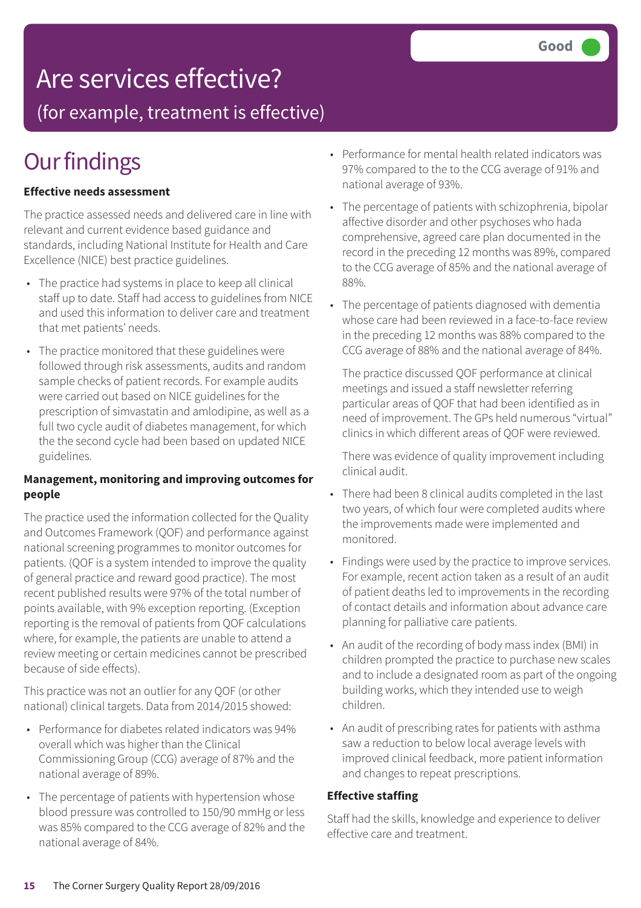# Are services effective?

## (for example, treatment is effective)

**Good**

# Our findings

**Effective needs assessment**

The practice assessed needs and delivered care in line with relevant and current evidence based guidance and standards, including National Institute for Health and Care Excellence (NICE) best practice guidelines.

- The practice had systems in place to keep all clinical staff up to date. Staff had access to guidelines from NICE and used this information to deliver care and treatment that met patients' needs.
- The practice monitored that these guidelines were followed through risk assessments, audits and random sample checks of patient records. For example audits were carried out based on NICE guidelines for the prescription of simvastatin and amlodipine, as well as a full two cycle audit of diabetes management, for which the the second cycle had been based on updated NICE guidelines.

**Management, monitoring and improving outcomes for people**

The practice used the information collected for the Quality and Outcomes Framework (QOF) and performance against national screening programmes to monitor outcomes for patients. (QOF is a system intended to improve the quality of general practice and reward good practice). The most recent published results were 97% of the total number of points available, with 9% exception reporting. (Exception reporting is the removal of patients from QOF calculations where, for example, the patients are unable to attend a review meeting or certain medicines cannot be prescribed because of side effects).

This practice was not an outlier for any QOF (or other national) clinical targets. Data from 2014/2015 showed:

- Performance for diabetes related indicators was 94% overall which was higher than the Clinical Commissioning Group (CCG) average of 87% and the national average of 89%.
- The percentage of patients with hypertension whose blood pressure was controlled to 150/90 mmHg or less was 85% compared to the CCG average of 82% and the national average of 84%.
- Performance for mental health related indicators was 97% compared to the to the CCG average of 91% and national average of 93%.
- The percentage of patients with schizophrenia, bipolar affective disorder and other psychoses who hada comprehensive, agreed care plan documented in the record in the preceding 12 months was 89%, compared to the CCG average of 85% and the national average of 88%.
- The percentage of patients diagnosed with dementia whose care had been reviewed in a face-to-face review in the preceding 12 months was 88% compared to the CCG average of 88% and the national average of 84%.

  The practice discussed QOF performance at clinical meetings and issued a staff newsletter referring particular areas of QOF that had been identified as in need of improvement. The GPs held numerous "virtual" clinics in which different areas of QOF were reviewed.

  There was evidence of quality improvement including clinical audit.

- There had been 8 clinical audits completed in the last two years, of which four were completed audits where the improvements made were implemented and monitored.
- Findings were used by the practice to improve services. For example, recent action taken as a result of an audit of patient deaths led to improvements in the recording of contact details and information about advance care planning for palliative care patients.
- An audit of the recording of body mass index (BMI) in children prompted the practice to purchase new scales and to include a designated room as part of the ongoing building works, which they intended use to weigh children.
- An audit of prescribing rates for patients with asthma saw a reduction to below local average levels with improved clinical feedback, more patient information and changes to repeat prescriptions.

**Effective staffing**

Staff had the skills, knowledge and experience to deliver effective care and treatment.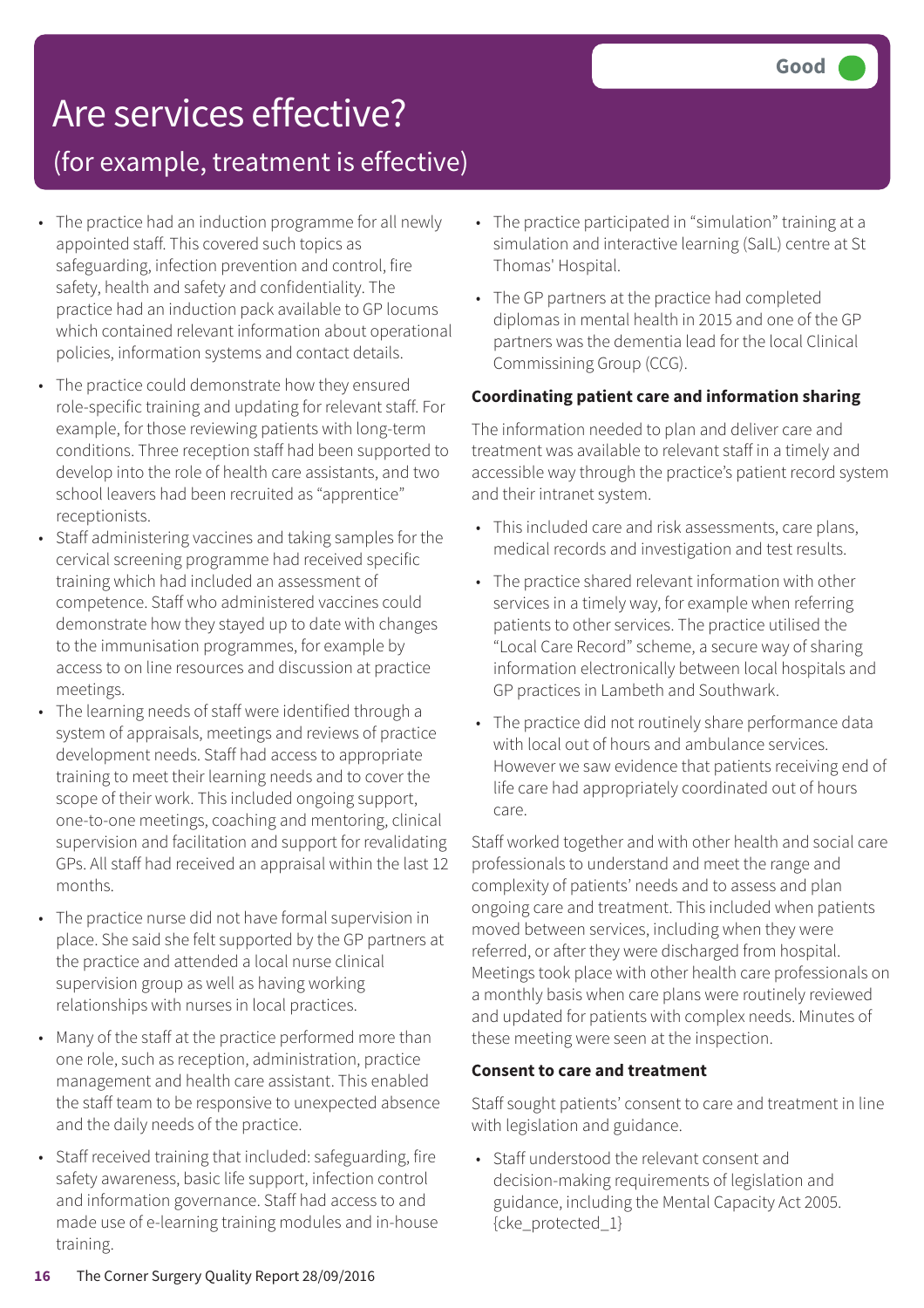# Are services effective?

## (for example, treatment is effective)

Good

- The practice had an induction programme for all newly appointed staff. This covered such topics as safeguarding, infection prevention and control, fire safety, health and safety and confidentiality. The practice had an induction pack available to GP locums which contained relevant information about operational policies, information systems and contact details.
- The practice could demonstrate how they ensured role-specific training and updating for relevant staff. For example, for those reviewing patients with long-term conditions. Three reception staff had been supported to develop into the role of health care assistants, and two school leavers had been recruited as "apprentice" receptionists.
- Staff administering vaccines and taking samples for the cervical screening programme had received specific training which had included an assessment of competence. Staff who administered vaccines could demonstrate how they stayed up to date with changes to the immunisation programmes, for example by access to on line resources and discussion at practice meetings.
- The learning needs of staff were identified through a system of appraisals, meetings and reviews of practice development needs. Staff had access to appropriate training to meet their learning needs and to cover the scope of their work. This included ongoing support, one-to-one meetings, coaching and mentoring, clinical supervision and facilitation and support for revalidating GPs. All staff had received an appraisal within the last 12 months.
- The practice nurse did not have formal supervision in place. She said she felt supported by the GP partners at the practice and attended a local nurse clinical supervision group as well as having working relationships with nurses in local practices.
- Many of the staff at the practice performed more than one role, such as reception, administration, practice management and health care assistant. This enabled the staff team to be responsive to unexpected absence and the daily needs of the practice.
- Staff received training that included: safeguarding, fire safety awareness, basic life support, infection control and information governance. Staff had access to and made use of e-learning training modules and in-house training.
- The practice participated in "simulation" training at a simulation and interactive learning (SaIL) centre at St Thomas' Hospital.
- The GP partners at the practice had completed diplomas in mental health in 2015 and one of the GP partners was the dementia lead for the local Clinical Commissioning Group (CCG).

**Coordinating patient care and information sharing**

The information needed to plan and deliver care and treatment was available to relevant staff in a timely and accessible way through the practice's patient record system and their intranet system.

- This included care and risk assessments, care plans, medical records and investigation and test results.
- The practice shared relevant information with other services in a timely way, for example when referring patients to other services. The practice utilised the "Local Care Record" scheme, a secure way of sharing information electronically between local hospitals and GP practices in Lambeth and Southwark.
- The practice did not routinely share performance data with local out of hours and ambulance services. However we saw evidence that patients receiving end of life care had appropriately coordinated out of hours care.

Staff worked together and with other health and social care professionals to understand and meet the range and complexity of patients' needs and to assess and plan ongoing care and treatment. This included when patients moved between services, including when they were referred, or after they were discharged from hospital. Meetings took place with other health care professionals on a monthly basis when care plans were routinely reviewed and updated for patients with complex needs. Minutes of these meeting were seen at the inspection.

**Consent to care and treatment**

Staff sought patients' consent to care and treatment in line with legislation and guidance.

- Staff understood the relevant consent and decision-making requirements of legislation and guidance, including the Mental Capacity Act 2005. {cke_protected_1}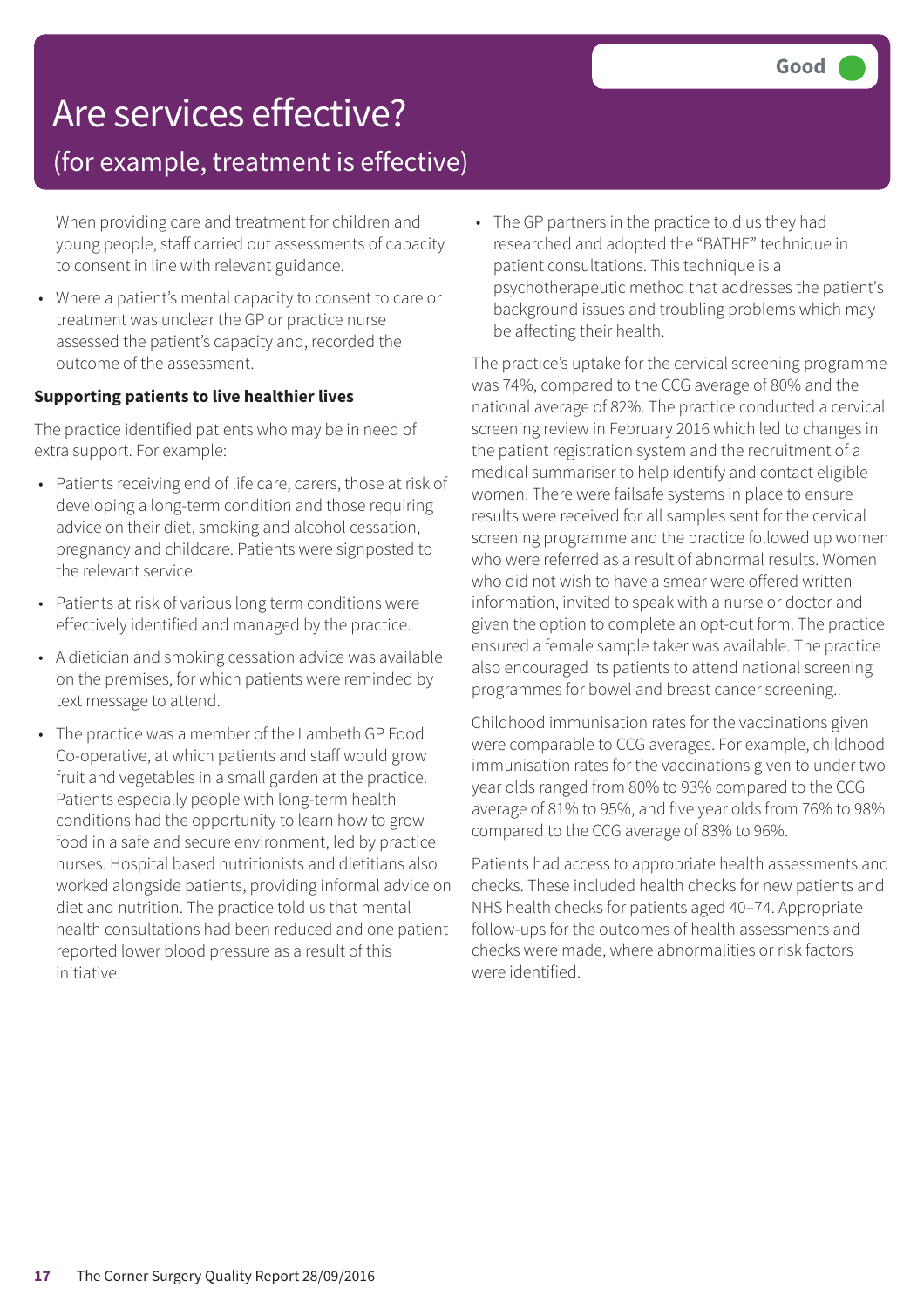# Are services effective?

## (for example, treatment is effective)

**Good**

When providing care and treatment for children and young people, staff carried out assessments of capacity to consent in line with relevant guidance.

- Where a patient's mental capacity to consent to care or treatment was unclear the GP or practice nurse assessed the patient's capacity and, recorded the outcome of the assessment.

**Supporting patients to live healthier lives**

The practice identified patients who may be in need of extra support. For example:

- Patients receiving end of life care, carers, those at risk of developing a long-term condition and those requiring advice on their diet, smoking and alcohol cessation, pregnancy and childcare. Patients were signposted to the relevant service.
- Patients at risk of various long term conditions were effectively identified and managed by the practice.
- A dietician and smoking cessation advice was available on the premises, for which patients were reminded by text message to attend.
- The practice was a member of the Lambeth GP Food Co-operative, at which patients and staff would grow fruit and vegetables in a small garden at the practice. Patients especially people with long-term health conditions had the opportunity to learn how to grow food in a safe and secure environment, led by practice nurses. Hospital based nutritionists and dietitians also worked alongside patients, providing informal advice on diet and nutrition. The practice told us that mental health consultations had been reduced and one patient reported lower blood pressure as a result of this initiative.
- The GP partners in the practice told us they had researched and adopted the "BATHE" technique in patient consultations. This technique is a psychotherapeutic method that addresses the patient's background issues and troubling problems which may be affecting their health.

The practice's uptake for the cervical screening programme was 74%, compared to the CCG average of 80% and the national average of 82%. The practice conducted a cervical screening review in February 2016 which led to changes in the patient registration system and the recruitment of a medical summariser to help identify and contact eligible women. There were failsafe systems in place to ensure results were received for all samples sent for the cervical screening programme and the practice followed up women who were referred as a result of abnormal results. Women who did not wish to have a smear were offered written information, invited to speak with a nurse or doctor and given the option to complete an opt-out form. The practice ensured a female sample taker was available. The practice also encouraged its patients to attend national screening programmes for bowel and breast cancer screening..

Childhood immunisation rates for the vaccinations given were comparable to CCG averages. For example, childhood immunisation rates for the vaccinations given to under two year olds ranged from 80% to 93% compared to the CCG average of 81% to 95%, and five year olds from 76% to 98% compared to the CCG average of 83% to 96%.

Patients had access to appropriate health assessments and checks. These included health checks for new patients and NHS health checks for patients aged 40–74. Appropriate follow-ups for the outcomes of health assessments and checks were made, where abnormalities or risk factors were identified.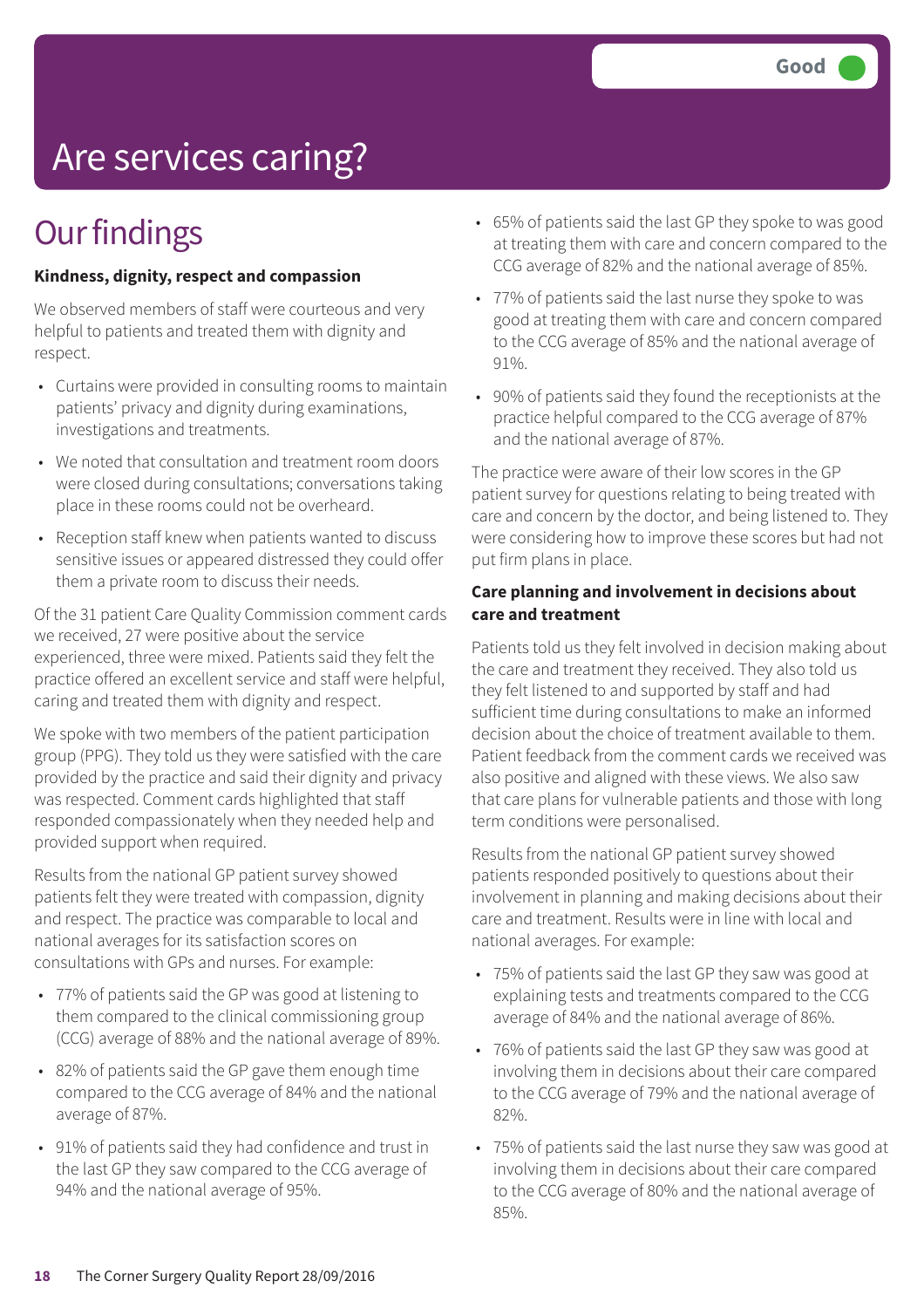Good

# Are services caring?

## Our findings

**Kindness, dignity, respect and compassion**

We observed members of staff were courteous and very helpful to patients and treated them with dignity and respect.

- Curtains were provided in consulting rooms to maintain patients' privacy and dignity during examinations, investigations and treatments.
- We noted that consultation and treatment room doors were closed during consultations; conversations taking place in these rooms could not be overheard.
- Reception staff knew when patients wanted to discuss sensitive issues or appeared distressed they could offer them a private room to discuss their needs.

Of the 31 patient Care Quality Commission comment cards we received, 27 were positive about the service experienced, three were mixed. Patients said they felt the practice offered an excellent service and staff were helpful, caring and treated them with dignity and respect.

We spoke with two members of the patient participation group (PPG). They told us they were satisfied with the care provided by the practice and said their dignity and privacy was respected. Comment cards highlighted that staff responded compassionately when they needed help and provided support when required.

Results from the national GP patient survey showed patients felt they were treated with compassion, dignity and respect. The practice was comparable to local and national averages for its satisfaction scores on consultations with GPs and nurses. For example:

- 77% of patients said the GP was good at listening to them compared to the clinical commissioning group (CCG) average of 88% and the national average of 89%.
- 82% of patients said the GP gave them enough time compared to the CCG average of 84% and the national average of 87%.
- 91% of patients said they had confidence and trust in the last GP they saw compared to the CCG average of 94% and the national average of 95%.
- 65% of patients said the last GP they spoke to was good at treating them with care and concern compared to the CCG average of 82% and the national average of 85%.
- 77% of patients said the last nurse they spoke to was good at treating them with care and concern compared to the CCG average of 85% and the national average of 91%.
- 90% of patients said they found the receptionists at the practice helpful compared to the CCG average of 87% and the national average of 87%.

The practice were aware of their low scores in the GP patient survey for questions relating to being treated with care and concern by the doctor, and being listened to. They were considering how to improve these scores but had not put firm plans in place.

**Care planning and involvement in decisions about care and treatment**

Patients told us they felt involved in decision making about the care and treatment they received. They also told us they felt listened to and supported by staff and had sufficient time during consultations to make an informed decision about the choice of treatment available to them. Patient feedback from the comment cards we received was also positive and aligned with these views. We also saw that care plans for vulnerable patients and those with long term conditions were personalised.

Results from the national GP patient survey showed patients responded positively to questions about their involvement in planning and making decisions about their care and treatment. Results were in line with local and national averages. For example:

- 75% of patients said the last GP they saw was good at explaining tests and treatments compared to the CCG average of 84% and the national average of 86%.
- 76% of patients said the last GP they saw was good at involving them in decisions about their care compared to the CCG average of 79% and the national average of 82%.
- 75% of patients said the last nurse they saw was good at involving them in decisions about their care compared to the CCG average of 80% and the national average of 85%.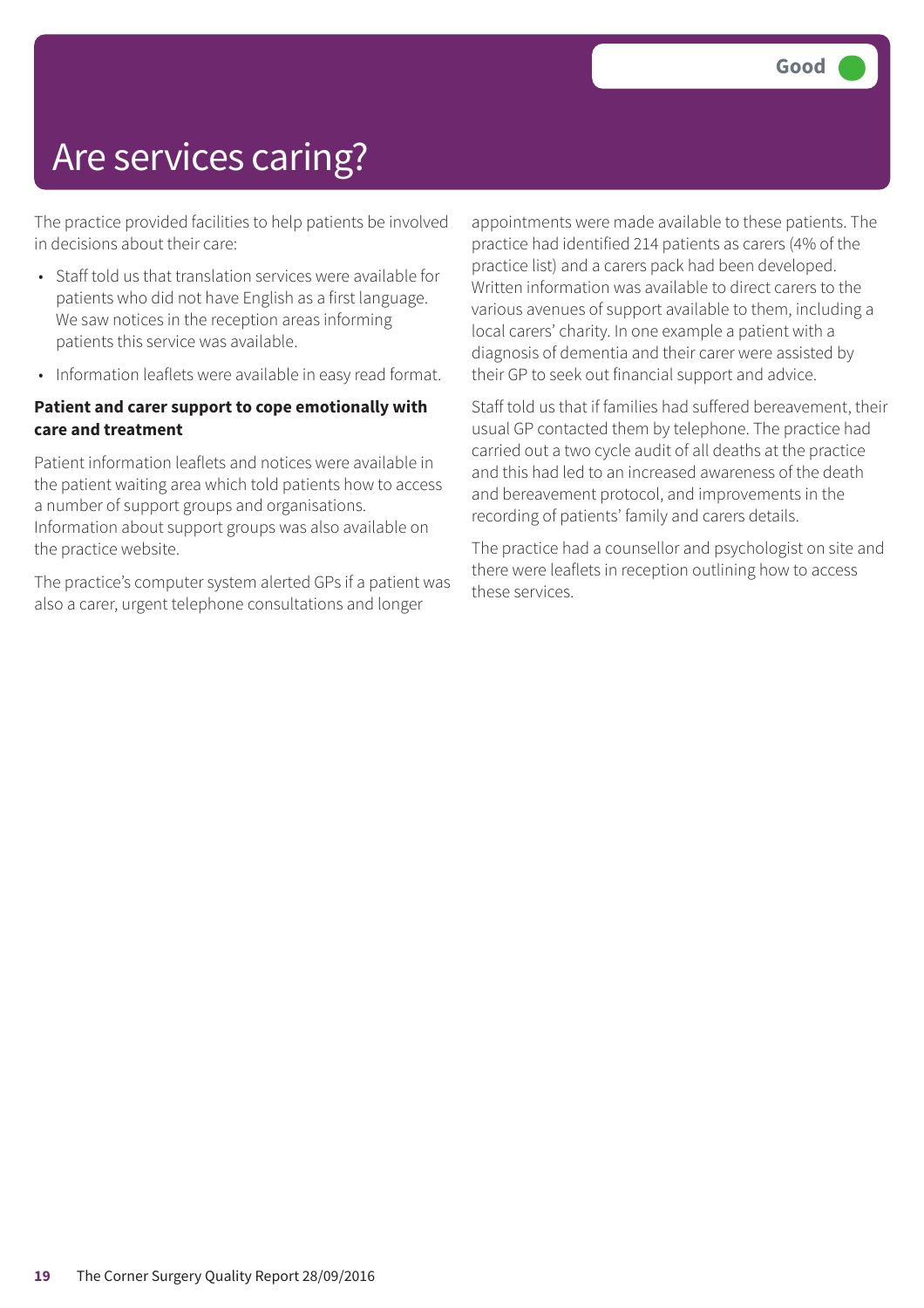# Are services caring?

Good

The practice provided facilities to help patients be involved in decisions about their care:

- Staff told us that translation services were available for patients who did not have English as a first language. We saw notices in the reception areas informing patients this service was available.
- Information leaflets were available in easy read format.

**Patient and carer support to cope emotionally with care and treatment**

Patient information leaflets and notices were available in the patient waiting area which told patients how to access a number of support groups and organisations. Information about support groups was also available on the practice website.

The practice's computer system alerted GPs if a patient was also a carer, urgent telephone consultations and longer appointments were made available to these patients. The practice had identified 214 patients as carers (4% of the practice list) and a carers pack had been developed. Written information was available to direct carers to the various avenues of support available to them, including a local carers' charity. In one example a patient with a diagnosis of dementia and their carer were assisted by their GP to seek out financial support and advice.

Staff told us that if families had suffered bereavement, their usual GP contacted them by telephone. The practice had carried out a two cycle audit of all deaths at the practice and this had led to an increased awareness of the death and bereavement protocol, and improvements in the recording of patients' family and carers details.

The practice had a counsellor and psychologist on site and there were leaflets in reception outlining how to access these services.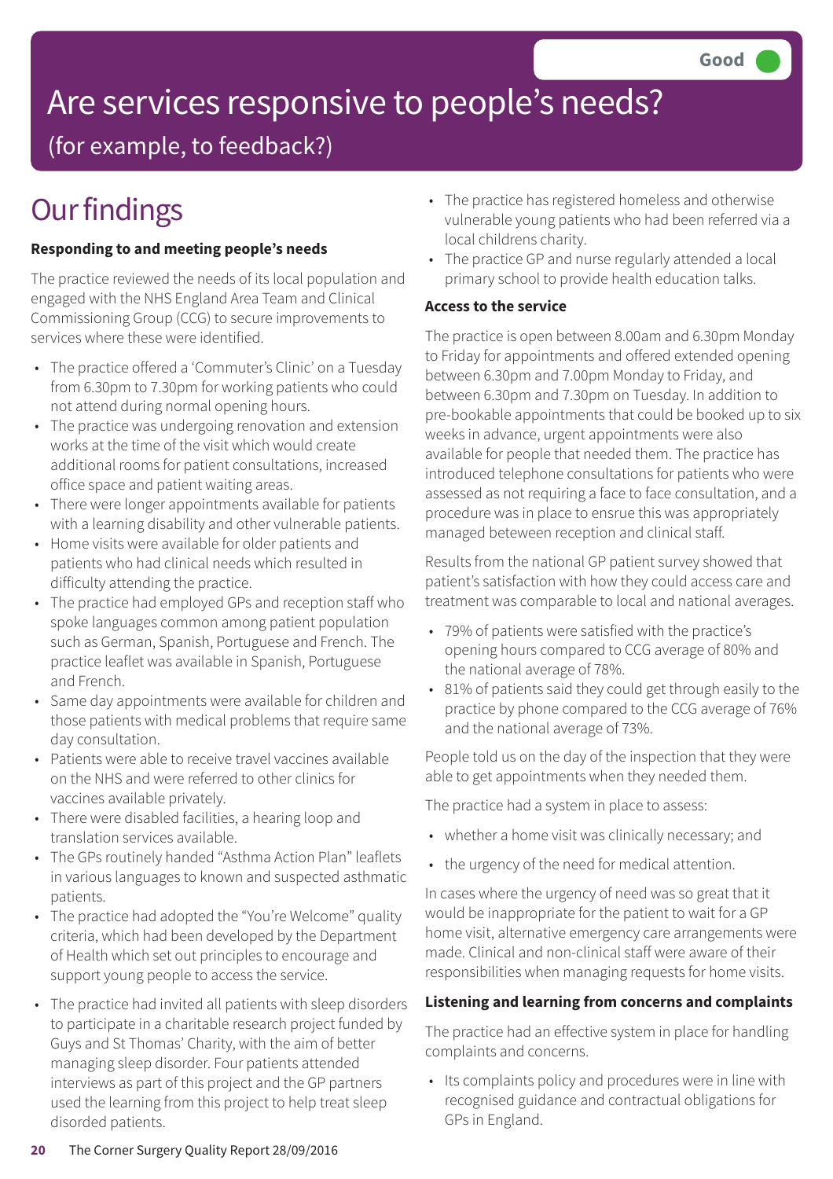Good

# Are services responsive to people's needs?

(for example, to feedback?)

## Our findings

**Responding to and meeting people's needs**

The practice reviewed the needs of its local population and engaged with the NHS England Area Team and Clinical Commissioning Group (CCG) to secure improvements to services where these were identified.

- The practice offered a 'Commuter's Clinic' on a Tuesday from 6.30pm to 7.30pm for working patients who could not attend during normal opening hours.
- The practice was undergoing renovation and extension works at the time of the visit which would create additional rooms for patient consultations, increased office space and patient waiting areas.
- There were longer appointments available for patients with a learning disability and other vulnerable patients.
- Home visits were available for older patients and patients who had clinical needs which resulted in difficulty attending the practice.
- The practice had employed GPs and reception staff who spoke languages common among patient population such as German, Spanish, Portuguese and French. The practice leaflet was available in Spanish, Portuguese and French.
- Same day appointments were available for children and those patients with medical problems that require same day consultation.
- Patients were able to receive travel vaccines available on the NHS and were referred to other clinics for vaccines available privately.
- There were disabled facilities, a hearing loop and translation services available.
- The GPs routinely handed "Asthma Action Plan" leaflets in various languages to known and suspected asthmatic patients.
- The practice had adopted the "You're Welcome" quality criteria, which had been developed by the Department of Health which set out principles to encourage and support young people to access the service.
- The practice had invited all patients with sleep disorders to participate in a charitable research project funded by Guys and St Thomas' Charity, with the aim of better managing sleep disorder. Four patients attended interviews as part of this project and the GP partners used the learning from this project to help treat sleep disorded patients.
- The practice has registered homeless and otherwise vulnerable young patients who had been referred via a local childrens charity.
- The practice GP and nurse regularly attended a local primary school to provide health education talks.

**Access to the service**

The practice is open between 8.00am and 6.30pm Monday to Friday for appointments and offered extended opening between 6.30pm and 7.00pm Monday to Friday, and between 6.30pm and 7.30pm on Tuesday. In addition to pre-bookable appointments that could be booked up to six weeks in advance, urgent appointments were also available for people that needed them. The practice has introduced telephone consultations for patients who were assessed as not requiring a face to face consultation, and a procedure was in place to ensrue this was appropriately managed between reception and clinical staff.

Results from the national GP patient survey showed that patient's satisfaction with how they could access care and treatment was comparable to local and national averages.

- 79% of patients were satisfied with the practice's opening hours compared to CCG average of 80% and the national average of 78%.
- 81% of patients said they could get through easily to the practice by phone compared to the CCG average of 76% and the national average of 73%.

People told us on the day of the inspection that they were able to get appointments when they needed them.

The practice had a system in place to assess:

- whether a home visit was clinically necessary; and
- the urgency of the need for medical attention.

In cases where the urgency of need was so great that it would be inappropriate for the patient to wait for a GP home visit, alternative emergency care arrangements were made. Clinical and non-clinical staff were aware of their responsibilities when managing requests for home visits.

**Listening and learning from concerns and complaints**

The practice had an effective system in place for handling complaints and concerns.

- Its complaints policy and procedures were in line with recognised guidance and contractual obligations for GPs in England.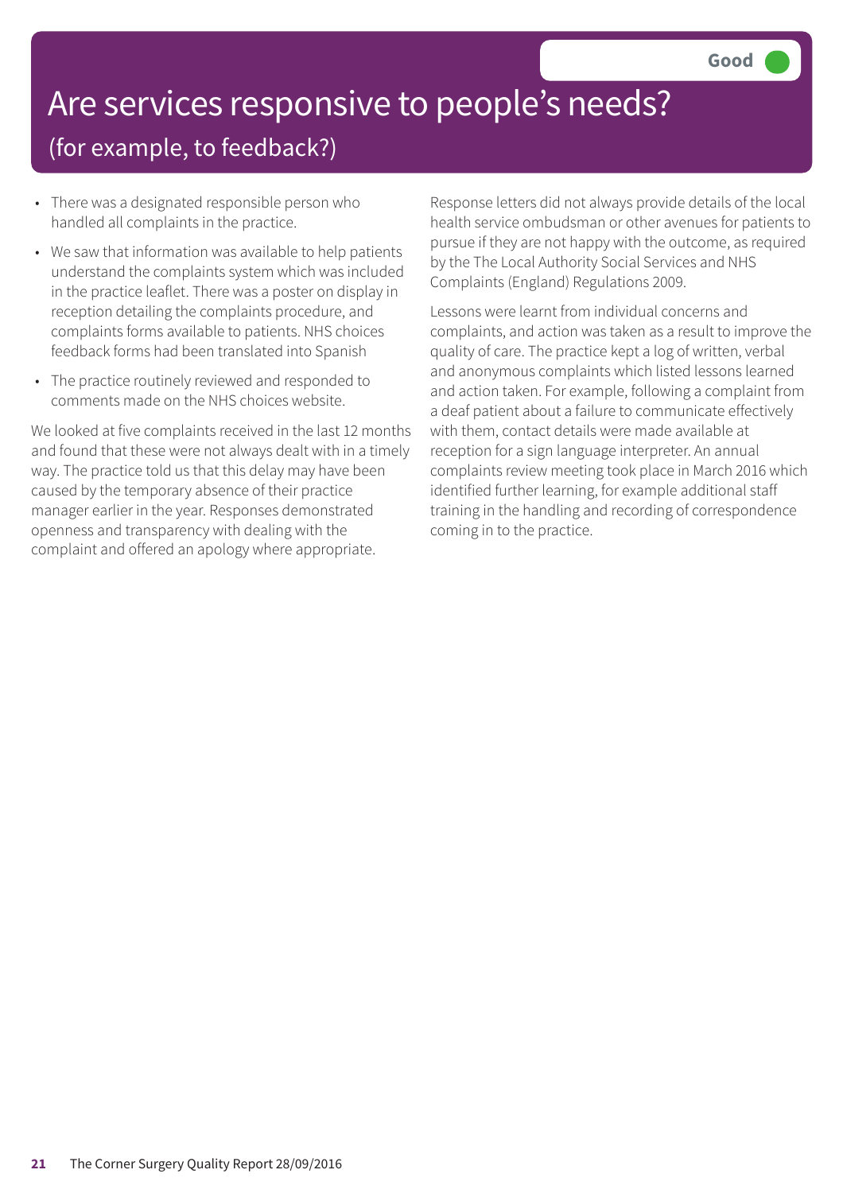# Are services responsive to people's needs?

## (for example, to feedback?)

**Good**

- There was a designated responsible person who handled all complaints in the practice.
- We saw that information was available to help patients understand the complaints system which was included in the practice leaflet. There was a poster on display in reception detailing the complaints procedure, and complaints forms available to patients. NHS choices feedback forms had been translated into Spanish
- The practice routinely reviewed and responded to comments made on the NHS choices website.

We looked at five complaints received in the last 12 months and found that these were not always dealt with in a timely way. The practice told us that this delay may have been caused by the temporary absence of their practice manager earlier in the year. Responses demonstrated openness and transparency with dealing with the complaint and offered an apology where appropriate. Response letters did not always provide details of the local health service ombudsman or other avenues for patients to pursue if they are not happy with the outcome, as required by the The Local Authority Social Services and NHS Complaints (England) Regulations 2009.

Lessons were learnt from individual concerns and complaints, and action was taken as a result to improve the quality of care. The practice kept a log of written, verbal and anonymous complaints which listed lessons learned and action taken. For example, following a complaint from a deaf patient about a failure to communicate effectively with them, contact details were made available at reception for a sign language interpreter. An annual complaints review meeting took place in March 2016 which identified further learning, for example additional staff training in the handling and recording of correspondence coming in to the practice.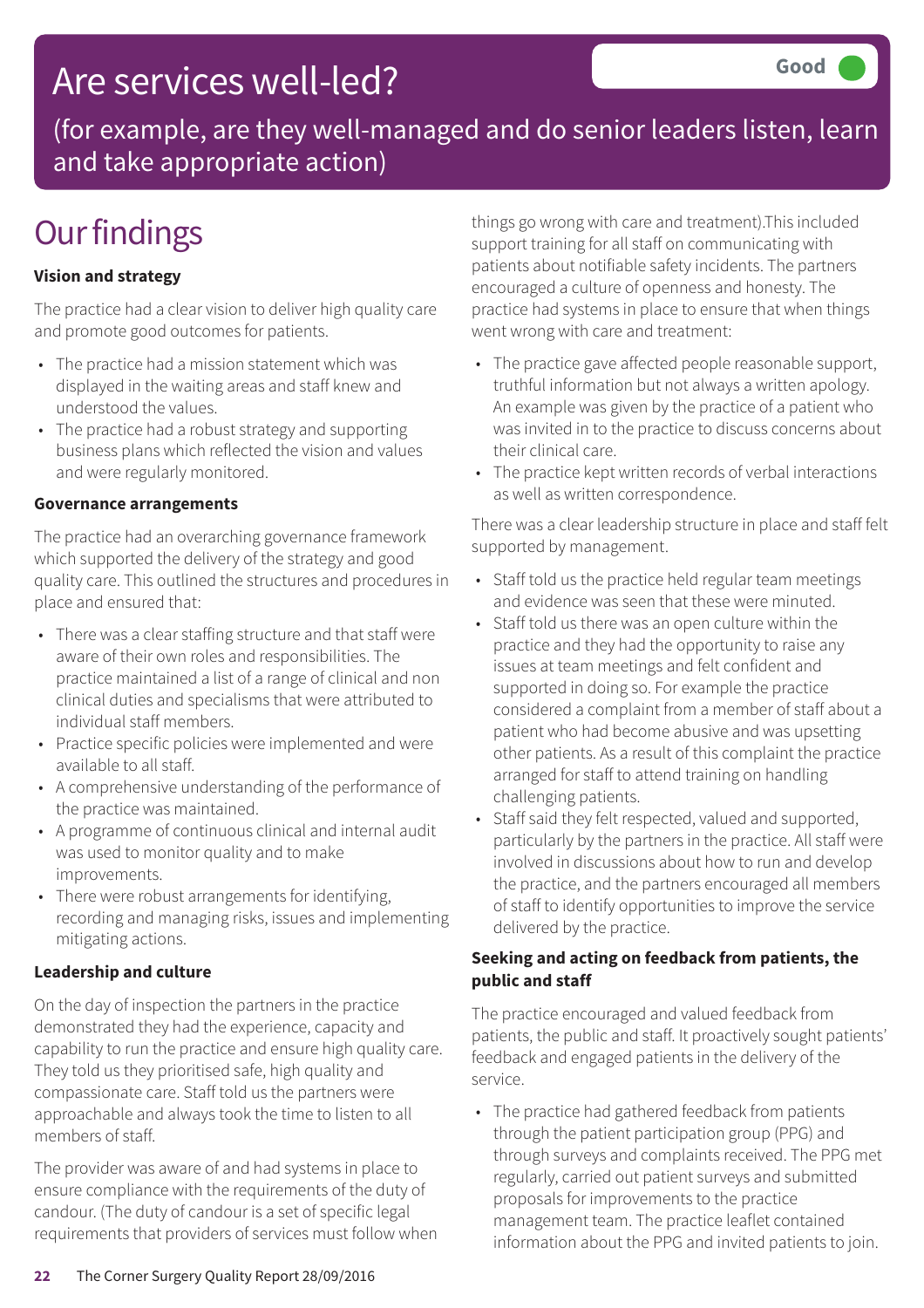# Are services well-led?

Good

(for example, are they well-managed and do senior leaders listen, learn and take appropriate action)

## Our findings

**Vision and strategy**

The practice had a clear vision to deliver high quality care and promote good outcomes for patients.

- The practice had a mission statement which was displayed in the waiting areas and staff knew and understood the values.
- The practice had a robust strategy and supporting business plans which reflected the vision and values and were regularly monitored.

**Governance arrangements**

The practice had an overarching governance framework which supported the delivery of the strategy and good quality care. This outlined the structures and procedures in place and ensured that:

- There was a clear staffing structure and that staff were aware of their own roles and responsibilities. The practice maintained a list of a range of clinical and non clinical duties and specialisms that were attributed to individual staff members.
- Practice specific policies were implemented and were available to all staff.
- A comprehensive understanding of the performance of the practice was maintained.
- A programme of continuous clinical and internal audit was used to monitor quality and to make improvements.
- There were robust arrangements for identifying, recording and managing risks, issues and implementing mitigating actions.

**Leadership and culture**

On the day of inspection the partners in the practice demonstrated they had the experience, capacity and capability to run the practice and ensure high quality care. They told us they prioritised safe, high quality and compassionate care. Staff told us the partners were approachable and always took the time to listen to all members of staff.

The provider was aware of and had systems in place to ensure compliance with the requirements of the duty of candour. (The duty of candour is a set of specific legal requirements that providers of services must follow when things go wrong with care and treatment).This included support training for all staff on communicating with patients about notifiable safety incidents. The partners encouraged a culture of openness and honesty. The practice had systems in place to ensure that when things went wrong with care and treatment:

- The practice gave affected people reasonable support, truthful information but not always a written apology. An example was given by the practice of a patient who was invited in to the practice to discuss concerns about their clinical care.
- The practice kept written records of verbal interactions as well as written correspondence.

There was a clear leadership structure in place and staff felt supported by management.

- Staff told us the practice held regular team meetings and evidence was seen that these were minuted.
- Staff told us there was an open culture within the practice and they had the opportunity to raise any issues at team meetings and felt confident and supported in doing so. For example the practice considered a complaint from a member of staff about a patient who had become abusive and was upsetting other patients. As a result of this complaint the practice arranged for staff to attend training on handling challenging patients.
- Staff said they felt respected, valued and supported, particularly by the partners in the practice. All staff were involved in discussions about how to run and develop the practice, and the partners encouraged all members of staff to identify opportunities to improve the service delivered by the practice.

**Seeking and acting on feedback from patients, the public and staff**

The practice encouraged and valued feedback from patients, the public and staff. It proactively sought patients' feedback and engaged patients in the delivery of the service.

- The practice had gathered feedback from patients through the patient participation group (PPG) and through surveys and complaints received. The PPG met regularly, carried out patient surveys and submitted proposals for improvements to the practice management team. The practice leaflet contained information about the PPG and invited patients to join.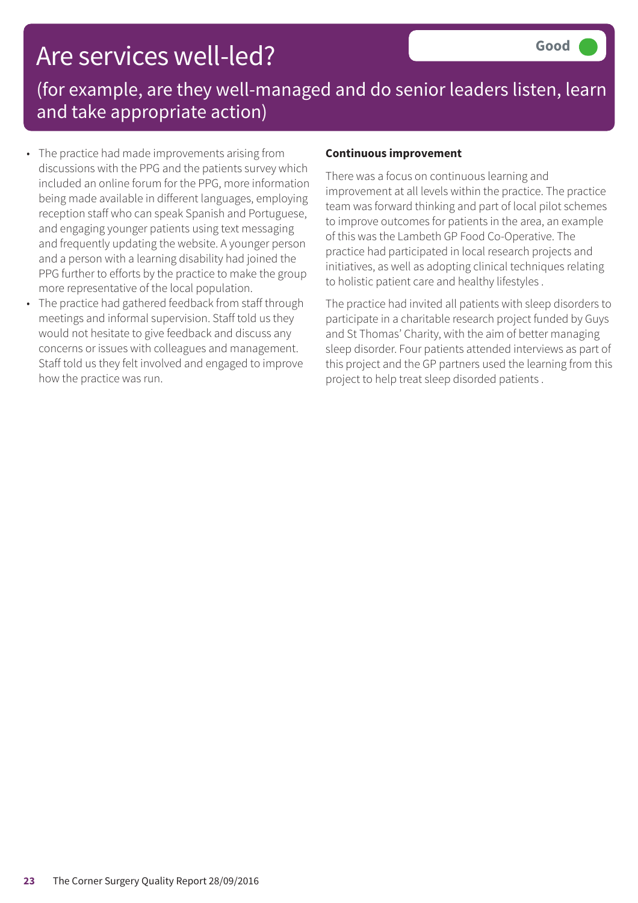# Are services well-led?

Good

(for example, are they well-managed and do senior leaders listen, learn and take appropriate action)

- The practice had made improvements arising from discussions with the PPG and the patients survey which included an online forum for the PPG, more information being made available in different languages, employing reception staff who can speak Spanish and Portuguese, and engaging younger patients using text messaging and frequently updating the website. A younger person and a person with a learning disability had joined the PPG further to efforts by the practice to make the group more representative of the local population.
- The practice had gathered feedback from staff through meetings and informal supervision. Staff told us they would not hesitate to give feedback and discuss any concerns or issues with colleagues and management. Staff told us they felt involved and engaged to improve how the practice was run.

**Continuous improvement**

There was a focus on continuous learning and improvement at all levels within the practice. The practice team was forward thinking and part of local pilot schemes to improve outcomes for patients in the area, an example of this was the Lambeth GP Food Co-Operative. The practice had participated in local research projects and initiatives, as well as adopting clinical techniques relating to holistic patient care and healthy lifestyles .

The practice had invited all patients with sleep disorders to participate in a charitable research project funded by Guys and St Thomas' Charity, with the aim of better managing sleep disorder. Four patients attended interviews as part of this project and the GP partners used the learning from this project to help treat sleep disorded patients .